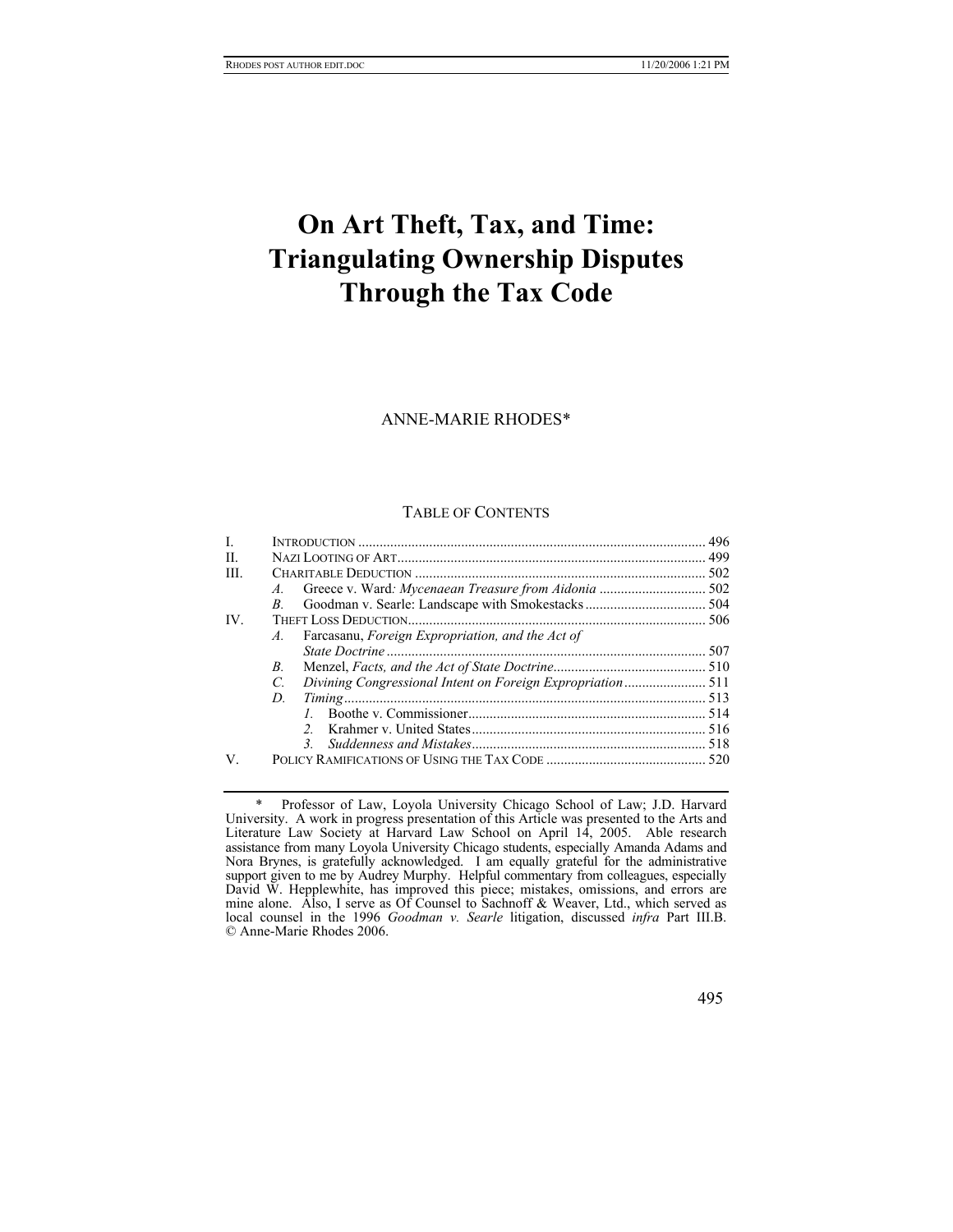# On Art Theft, Tax, and Time: Triangulating Ownership Disputes Through the Tax Code

ANNE-MARIE RHODES*

TABLE OF CONTENTS

| | | |
|---|---|---|
| I. | INTRODUCTION | 496 |
| II. | NAZI LOOTING OF ART | 499 |
| III. | CHARITABLE DEDUCTION | 502 |
| | *A.* Greece v. Ward*: Mycenaean Treasure from Aidonia* | 502 |
| | *B.* Goodman v. Searle: Landscape with Smokestacks | 504 |
| IV. | THEFT LOSS DEDUCTION | 506 |
| | *A.* Farcasanu, *Foreign Expropriation, and the Act of State Doctrine* | 507 |
| | *B.* Menzel, *Facts, and the Act of State Doctrine* | 510 |
| | *C.* *Divining Congressional Intent on Foreign Expropriation* | 511 |
| | *D.* *Timing* | 513 |
| | *1.* Boothe v. Commissioner | 514 |
| | *2.* Krahmer v. United States | 516 |
| | *3.* *Suddenness and Mistakes* | 518 |
| V. | POLICY RAMIFICATIONS OF USING THE TAX CODE | 520 |

\* Professor of Law, Loyola University Chicago School of Law; J.D. Harvard University. A work in progress presentation of this Article was presented to the Arts and Literature Law Society at Harvard Law School on April 14, 2005. Able research assistance from many Loyola University Chicago students, especially Amanda Adams and Nora Brynes, is gratefully acknowledged. I am equally grateful for the administrative support given to me by Audrey Murphy. Helpful commentary from colleagues, especially David W. Hepplewhite, has improved this piece; mistakes, omissions, and errors are mine alone. Also, I serve as Of Counsel to Sachnoff & Weaver, Ltd., which served as local counsel in the 1996 *Goodman v. Searle* litigation, discussed *infra* Part III.B. © Anne-Marie Rhodes 2006.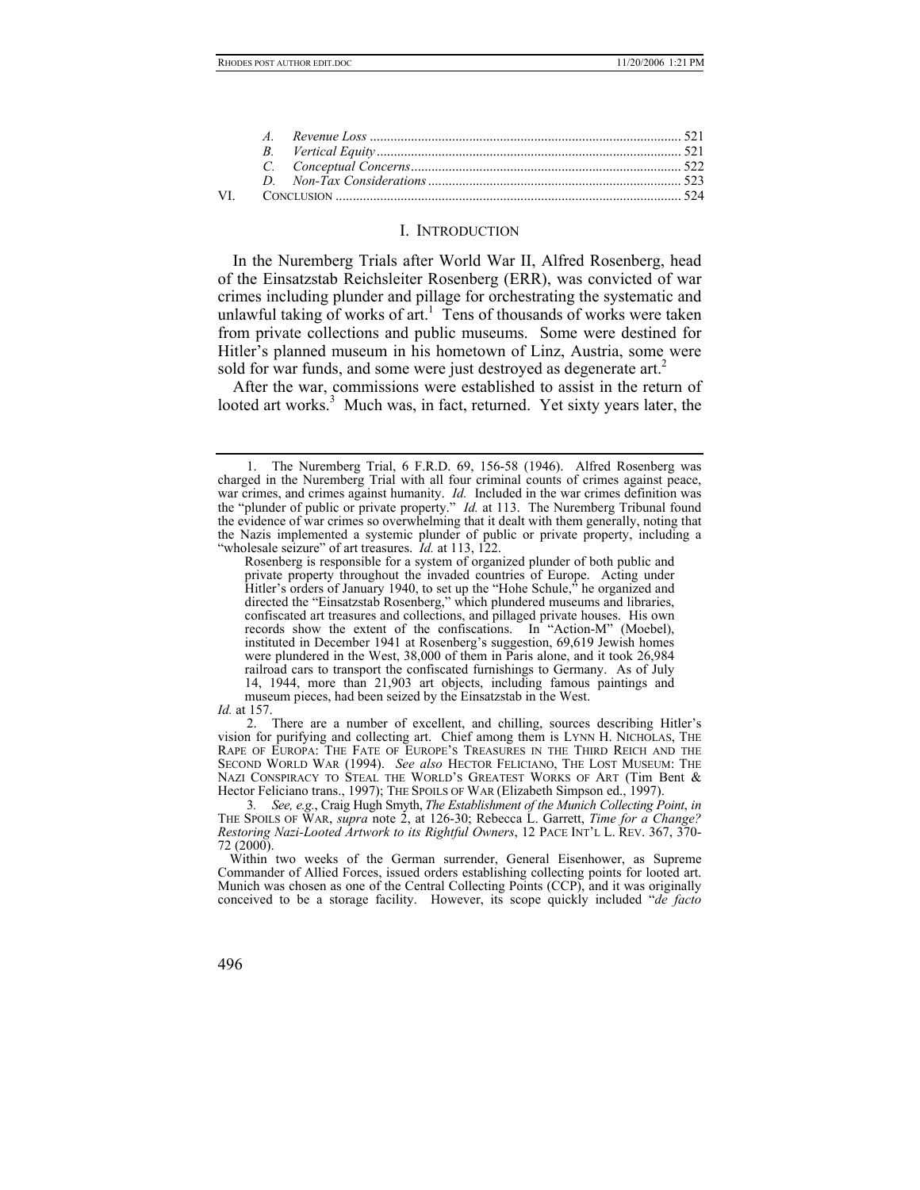A. *Revenue Loss* .......................................................................................... 521
B. *Vertical Equity* ........................................................................................ 521
C. *Conceptual Concerns* .............................................................................. 522
D. *Non-Tax Considerations* .......................................................................... 523

VI. CONCLUSION ..................................................................................................... 524

## I. INTRODUCTION

In the Nuremberg Trials after World War II, Alfred Rosenberg, head of the Einsatzstab Reichsleiter Rosenberg (ERR), was convicted of war crimes including plunder and pillage for orchestrating the systematic and unlawful taking of works of art.[1] Tens of thousands of works were taken from private collections and public museums. Some were destined for Hitler's planned museum in his hometown of Linz, Austria, some were sold for war funds, and some were just destroyed as degenerate art.[2]

After the war, commissions were established to assist in the return of looted art works.[3] Much was, in fact, returned. Yet sixty years later, the

---

1. The Nuremberg Trial, 6 F.R.D. 69, 156-58 (1946). Alfred Rosenberg was charged in the Nuremberg Trial with all four criminal counts of crimes against peace, war crimes, and crimes against humanity. *Id.* Included in the war crimes definition was the "plunder of public or private property." *Id.* at 113. The Nuremberg Tribunal found the evidence of war crimes so overwhelming that it dealt with them generally, noting that the Nazis implemented a systemic plunder of public or private property, including a "wholesale seizure" of art treasures. *Id.* at 113, 122.

> Rosenberg is responsible for a system of organized plunder of both public and private property throughout the invaded countries of Europe. Acting under Hitler's orders of January 1940, to set up the "Hohe Schule," he organized and directed the "Einsatzstab Rosenberg," which plundered museums and libraries, confiscated art treasures and collections, and pillaged private houses. His own records show the extent of the confiscations. In "Action-M" (Moebel), instituted in December 1941 at Rosenberg's suggestion, 69,619 Jewish homes were plundered in the West, 38,000 of them in Paris alone, and it took 26,984 railroad cars to transport the confiscated furnishings to Germany. As of July 14, 1944, more than 21,903 art objects, including famous paintings and museum pieces, had been seized by the Einsatzstab in the West.

*Id.* at 157.

2. There are a number of excellent, and chilling, sources describing Hitler's vision for purifying and collecting art. Chief among them is LYNN H. NICHOLAS, THE RAPE OF EUROPA: THE FATE OF EUROPE'S TREASURES IN THE THIRD REICH AND THE SECOND WORLD WAR (1994). *See also* HECTOR FELICIANO, THE LOST MUSEUM: THE NAZI CONSPIRACY TO STEAL THE WORLD'S GREATEST WORKS OF ART (Tim Bent & Hector Feliciano trans., 1997); THE SPOILS OF WAR (Elizabeth Simpson ed., 1997).

3. *See, e.g.*, Craig Hugh Smyth, *The Establishment of the Munich Collecting Point*, *in* THE SPOILS OF WAR, *supra* note 2, at 126-30; Rebecca L. Garrett, *Time for a Change? Restoring Nazi-Looted Artwork to its Rightful Owners*, 12 PACE INT'L L. REV. 367, 370-72 (2000).

Within two weeks of the German surrender, General Eisenhower, as Supreme Commander of Allied Forces, issued orders establishing collecting points for looted art. Munich was chosen as one of the Central Collecting Points (CCP), and it was originally conceived to be a storage facility. However, its scope quickly included "*de facto*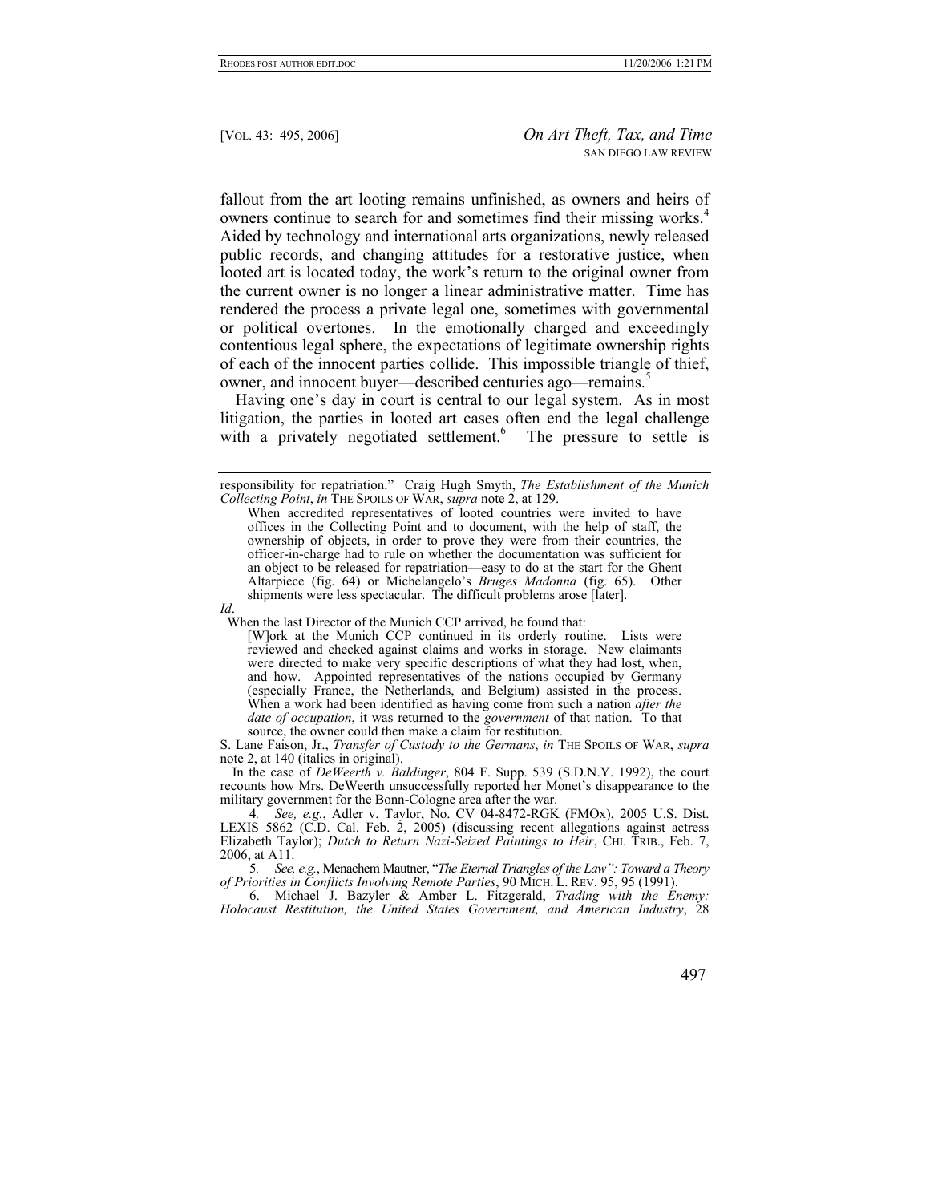fallout from the art looting remains unfinished, as owners and heirs of owners continue to search for and sometimes find their missing works.[4] Aided by technology and international arts organizations, newly released public records, and changing attitudes for a restorative justice, when looted art is located today, the work's return to the original owner from the current owner is no longer a linear administrative matter. Time has rendered the process a private legal one, sometimes with governmental or political overtones. In the emotionally charged and exceedingly contentious legal sphere, the expectations of legitimate ownership rights of each of the innocent parties collide. This impossible triangle of thief, owner, and innocent buyer—described centuries ago—remains.[5]

Having one's day in court is central to our legal system. As in most litigation, the parties in looted art cases often end the legal challenge with a privately negotiated settlement.[6] The pressure to settle is

---

responsibility for repatriation." Craig Hugh Smyth, *The Establishment of the Munich Collecting Point*, *in* THE SPOILS OF WAR, *supra* note 2, at 129.

> When accredited representatives of looted countries were invited to have offices in the Collecting Point and to document, with the help of staff, the ownership of objects, in order to prove they were from their countries, the officer-in-charge had to rule on whether the documentation was sufficient for an object to be released for repatriation—easy to do at the start for the Ghent Altarpiece (fig. 64) or Michelangelo's *Bruges Madonna* (fig. 65). Other shipments were less spectacular. The difficult problems arose [later].

*Id*.

When the last Director of the Munich CCP arrived, he found that:

> [W]ork at the Munich CCP continued in its orderly routine. Lists were reviewed and checked against claims and works in storage. New claimants were directed to make very specific descriptions of what they had lost, when, and how. Appointed representatives of the nations occupied by Germany (especially France, the Netherlands, and Belgium) assisted in the process. When a work had been identified as having come from such a nation *after the date of occupation*, it was returned to the *government* of that nation. To that source, the owner could then make a claim for restitution.

S. Lane Faison, Jr., *Transfer of Custody to the Germans*, *in* THE SPOILS OF WAR, *supra* note 2, at 140 (italics in original).

In the case of *DeWeerth v. Baldinger*, 804 F. Supp. 539 (S.D.N.Y. 1992), the court recounts how Mrs. DeWeerth unsuccessfully reported her Monet's disappearance to the military government for the Bonn-Cologne area after the war.

4. *See, e.g.*, Adler v. Taylor, No. CV 04-8472-RGK (FMOx), 2005 U.S. Dist. LEXIS 5862 (C.D. Cal. Feb. 2, 2005) (discussing recent allegations against actress Elizabeth Taylor); *Dutch to Return Nazi-Seized Paintings to Heir*, CHI. TRIB., Feb. 7, 2006, at A11.

5. *See, e.g.*, Menachem Mautner, "*The Eternal Triangles of the Law": Toward a Theory of Priorities in Conflicts Involving Remote Parties*, 90 MICH. L. REV. 95, 95 (1991).

6. Michael J. Bazyler & Amber L. Fitzgerald, *Trading with the Enemy: Holocaust Restitution, the United States Government, and American Industry*, 28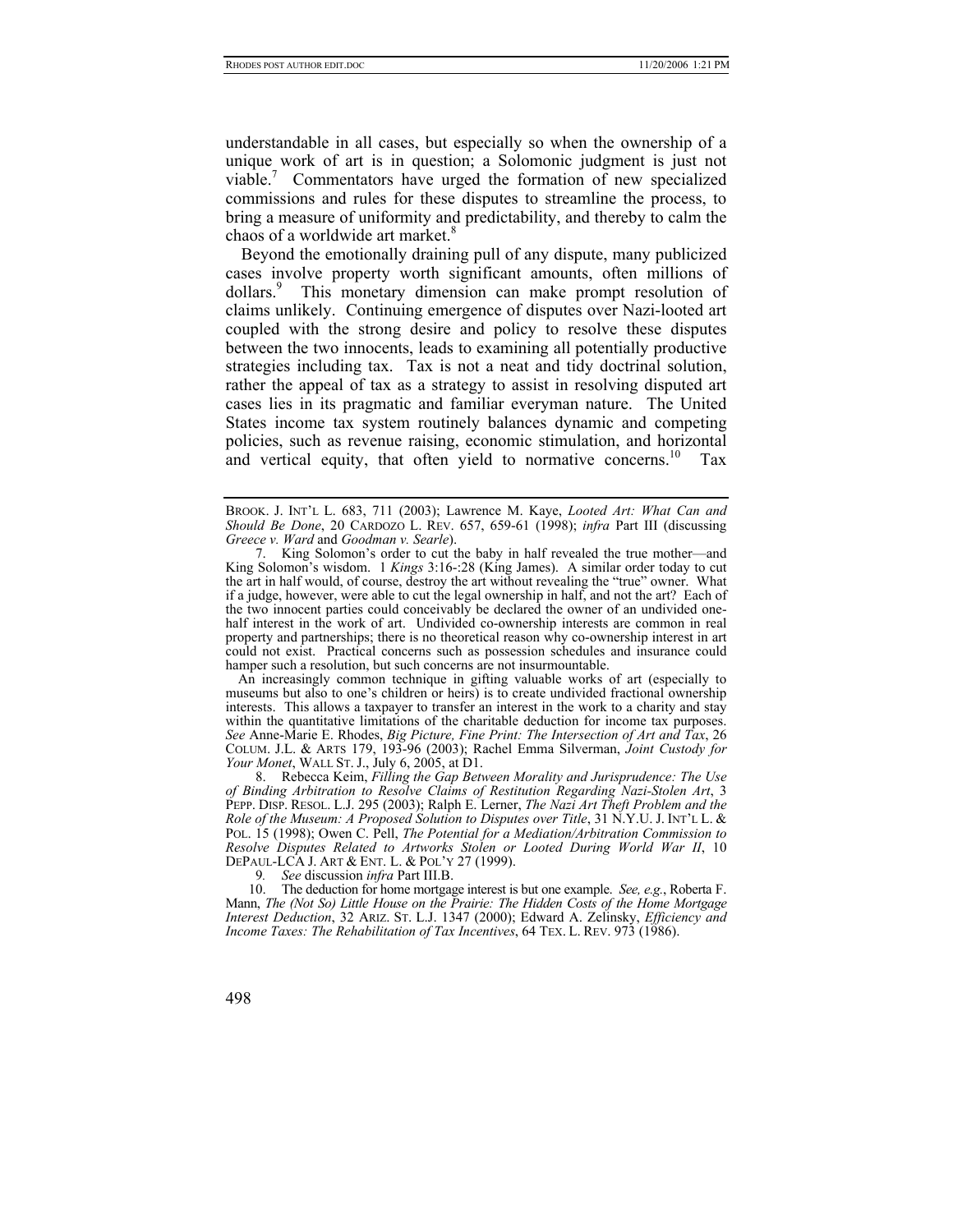understandable in all cases, but especially so when the ownership of a unique work of art is in question; a Solomonic judgment is just not viable.[7] Commentators have urged the formation of new specialized commissions and rules for these disputes to streamline the process, to bring a measure of uniformity and predictability, and thereby to calm the chaos of a worldwide art market.[8]

Beyond the emotionally draining pull of any dispute, many publicized cases involve property worth significant amounts, often millions of dollars.[9] This monetary dimension can make prompt resolution of claims unlikely. Continuing emergence of disputes over Nazi-looted art coupled with the strong desire and policy to resolve these disputes between the two innocents, leads to examining all potentially productive strategies including tax. Tax is not a neat and tidy doctrinal solution, rather the appeal of tax as a strategy to assist in resolving disputed art cases lies in its pragmatic and familiar everyman nature. The United States income tax system routinely balances dynamic and competing policies, such as revenue raising, economic stimulation, and horizontal and vertical equity, that often yield to normative concerns.[10] Tax

---

BROOK. J. INT'L L. 683, 711 (2003); Lawrence M. Kaye, *Looted Art: What Can and Should Be Done*, 20 CARDOZO L. REV. 657, 659-61 (1998); *infra* Part III (discussing *Greece v. Ward* and *Goodman v. Searle*).

7. King Solomon's order to cut the baby in half revealed the true mother—and King Solomon's wisdom. 1 *Kings* 3:16-:28 (King James). A similar order today to cut the art in half would, of course, destroy the art without revealing the "true" owner. What if a judge, however, were able to cut the legal ownership in half, and not the art? Each of the two innocent parties could conceivably be declared the owner of an undivided one-half interest in the work of art. Undivided co-ownership interests are common in real property and partnerships; there is no theoretical reason why co-ownership interest in art could not exist. Practical concerns such as possession schedules and insurance could hamper such a resolution, but such concerns are not insurmountable.

An increasingly common technique in gifting valuable works of art (especially to museums but also to one's children or heirs) is to create undivided fractional ownership interests. This allows a taxpayer to transfer an interest in the work to a charity and stay within the quantitative limitations of the charitable deduction for income tax purposes. *See* Anne-Marie E. Rhodes, *Big Picture, Fine Print: The Intersection of Art and Tax*, 26 COLUM. J.L. & ARTS 179, 193-96 (2003); Rachel Emma Silverman, *Joint Custody for Your Monet*, WALL ST. J., July 6, 2005, at D1.

8. Rebecca Keim, *Filling the Gap Between Morality and Jurisprudence: The Use of Binding Arbitration to Resolve Claims of Restitution Regarding Nazi-Stolen Art*, 3 PEPP. DISP. RESOL. L.J. 295 (2003); Ralph E. Lerner, *The Nazi Art Theft Problem and the Role of the Museum: A Proposed Solution to Disputes over Title*, 31 N.Y.U. J. INT'L L. & POL. 15 (1998); Owen C. Pell, *The Potential for a Mediation/Arbitration Commission to Resolve Disputes Related to Artworks Stolen or Looted During World War II*, 10 DEPAUL-LCA J. ART & ENT. L. & POL'Y 27 (1999).

9. *See* discussion *infra* Part III.B.

10. The deduction for home mortgage interest is but one example. *See, e.g.*, Roberta F. Mann, *The (Not So) Little House on the Prairie: The Hidden Costs of the Home Mortgage Interest Deduction*, 32 ARIZ. ST. L.J. 1347 (2000); Edward A. Zelinsky, *Efficiency and Income Taxes: The Rehabilitation of Tax Incentives*, 64 TEX. L. REV. 973 (1986).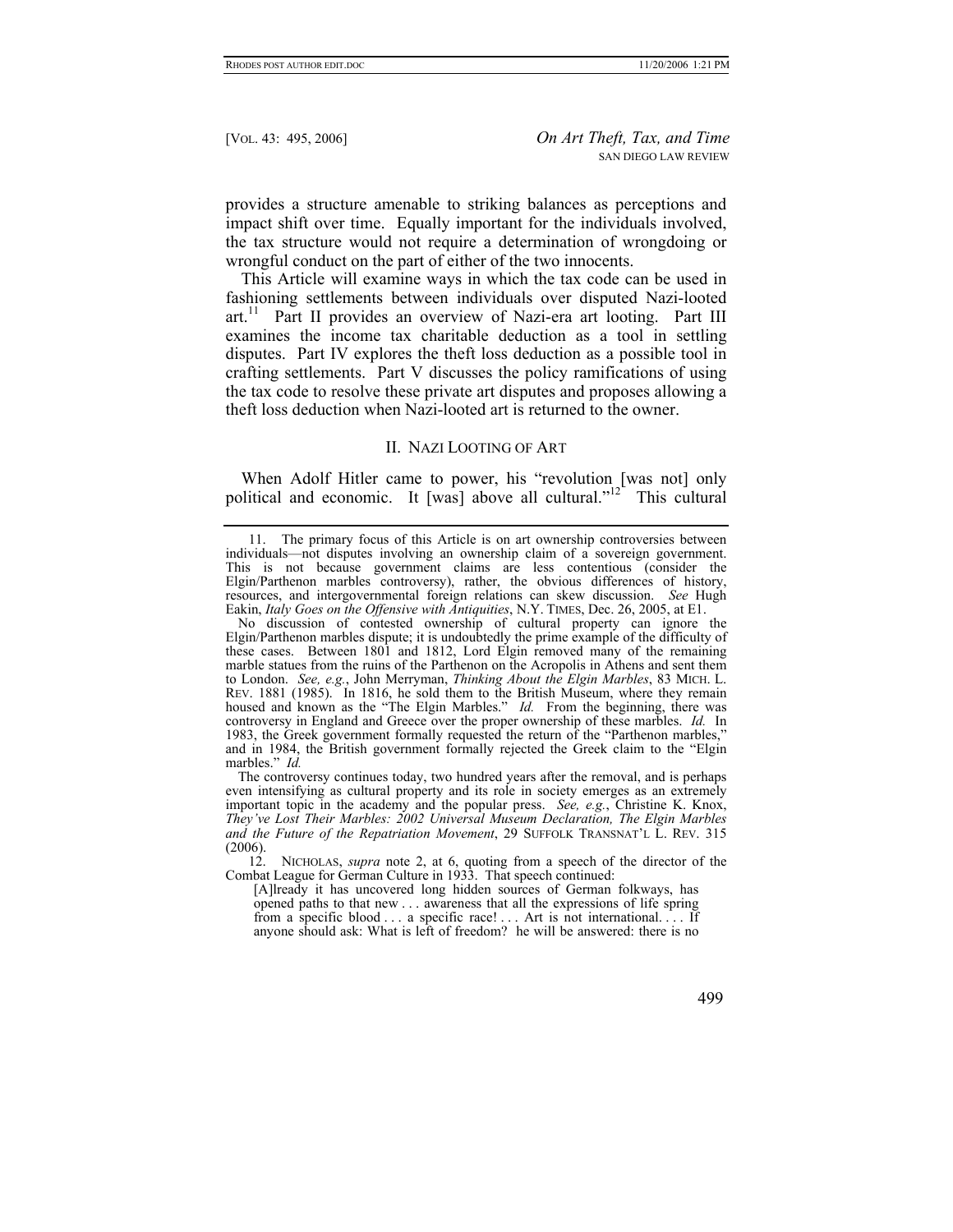provides a structure amenable to striking balances as perceptions and impact shift over time. Equally important for the individuals involved, the tax structure would not require a determination of wrongdoing or wrongful conduct on the part of either of the two innocents.

This Article will examine ways in which the tax code can be used in fashioning settlements between individuals over disputed Nazi-looted art.[11] Part II provides an overview of Nazi-era art looting. Part III examines the income tax charitable deduction as a tool in settling disputes. Part IV explores the theft loss deduction as a possible tool in crafting settlements. Part V discusses the policy ramifications of using the tax code to resolve these private art disputes and proposes allowing a theft loss deduction when Nazi-looted art is returned to the owner.

## II. NAZI LOOTING OF ART

When Adolf Hitler came to power, his "revolution [was not] only political and economic. It [was] above all cultural."[12] This cultural

---

11. The primary focus of this Article is on art ownership controversies between individuals—not disputes involving an ownership claim of a sovereign government. This is not because government claims are less contentious (consider the Elgin/Parthenon marbles controversy), rather, the obvious differences of history, resources, and intergovernmental foreign relations can skew discussion. *See* Hugh Eakin, *Italy Goes on the Offensive with Antiquities*, N.Y. TIMES, Dec. 26, 2005, at E1.

No discussion of contested ownership of cultural property can ignore the Elgin/Parthenon marbles dispute; it is undoubtedly the prime example of the difficulty of these cases. Between 1801 and 1812, Lord Elgin removed many of the remaining marble statues from the ruins of the Parthenon on the Acropolis in Athens and sent them to London. *See, e.g.*, John Merryman, *Thinking About the Elgin Marbles*, 83 MICH. L. REV. 1881 (1985). In 1816, he sold them to the British Museum, where they remain housed and known as the "The Elgin Marbles." *Id.* From the beginning, there was controversy in England and Greece over the proper ownership of these marbles. *Id.* In 1983, the Greek government formally requested the return of the "Parthenon marbles," and in 1984, the British government formally rejected the Greek claim to the "Elgin marbles." *Id.*

The controversy continues today, two hundred years after the removal, and is perhaps even intensifying as cultural property and its role in society emerges as an extremely important topic in the academy and the popular press. *See, e.g.*, Christine K. Knox, *They've Lost Their Marbles: 2002 Universal Museum Declaration, The Elgin Marbles and the Future of the Repatriation Movement*, 29 SUFFOLK TRANSNAT'L L. REV. 315 (2006).

12. NICHOLAS, *supra* note 2, at 6, quoting from a speech of the director of the Combat League for German Culture in 1933. That speech continued:

> [A]lready it has uncovered long hidden sources of German folkways, has opened paths to that new . . . awareness that all the expressions of life spring from a specific blood . . . a specific race! . . . Art is not international. . . . If anyone should ask: What is left of freedom? he will be answered: there is no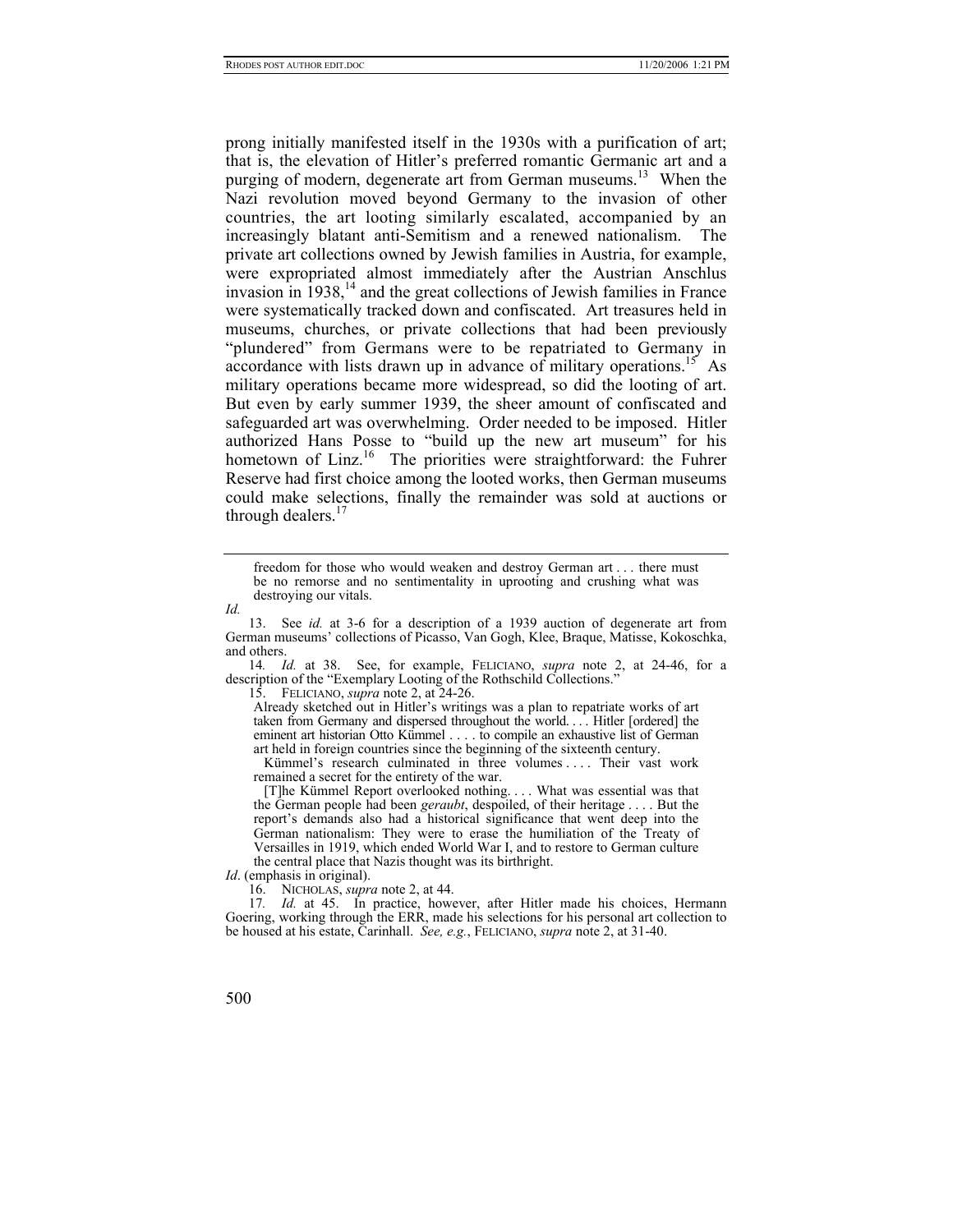prong initially manifested itself in the 1930s with a purification of art; that is, the elevation of Hitler's preferred romantic Germanic art and a purging of modern, degenerate art from German museums.[13] When the Nazi revolution moved beyond Germany to the invasion of other countries, the art looting similarly escalated, accompanied by an increasingly blatant anti-Semitism and a renewed nationalism. The private art collections owned by Jewish families in Austria, for example, were expropriated almost immediately after the Austrian Anschluss invasion in 1938,[14] and the great collections of Jewish families in France were systematically tracked down and confiscated. Art treasures held in museums, churches, or private collections that had been previously "plundered" from Germans were to be repatriated to Germany in accordance with lists drawn up in advance of military operations.[15] As military operations became more widespread, so did the looting of art. But even by early summer 1939, the sheer amount of confiscated and safeguarded art was overwhelming. Order needed to be imposed. Hitler authorized Hans Posse to "build up the new art museum" for his hometown of Linz.[16] The priorities were straightforward: the Fuhrer Reserve had first choice among the looted works, then German museums could make selections, finally the remainder was sold at auctions or through dealers.[17]

---

> freedom for those who would weaken and destroy German art . . . there must be no remorse and no sentimentality in uprooting and crushing what was destroying our vitals.

*Id.*

13. See *id.* at 3-6 for a description of a 1939 auction of degenerate art from German museums' collections of Picasso, Van Gogh, Klee, Braque, Matisse, Kokoschka, and others.

14. *Id.* at 38. See, for example, FELICIANO, *supra* note 2, at 24-46, for a description of the "Exemplary Looting of the Rothschild Collections."

15. FELICIANO, *supra* note 2, at 24-26.

> Already sketched out in Hitler's writings was a plan to repatriate works of art taken from Germany and dispersed throughout the world. . . . Hitler [ordered] the eminent art historian Otto Kümmel . . . . to compile an exhaustive list of German art held in foreign countries since the beginning of the sixteenth century.
>
> Kümmel's research culminated in three volumes . . . . Their vast work remained a secret for the entirety of the war.
>
> [T]he Kümmel Report overlooked nothing. . . . What was essential was that the German people had been *geraubt*, despoiled, of their heritage . . . . But the report's demands also had a historical significance that went deep into the German nationalism: They were to erase the humiliation of the Treaty of Versailles in 1919, which ended World War I, and to restore to German culture the central place that Nazis thought was its birthright.

*Id*. (emphasis in original).

16. NICHOLAS, *supra* note 2, at 44.

17. *Id.* at 45. In practice, however, after Hitler made his choices, Hermann Goering, working through the ERR, made his selections for his personal art collection to be housed at his estate, Carinhall. *See, e.g.*, FELICIANO, *supra* note 2, at 31-40.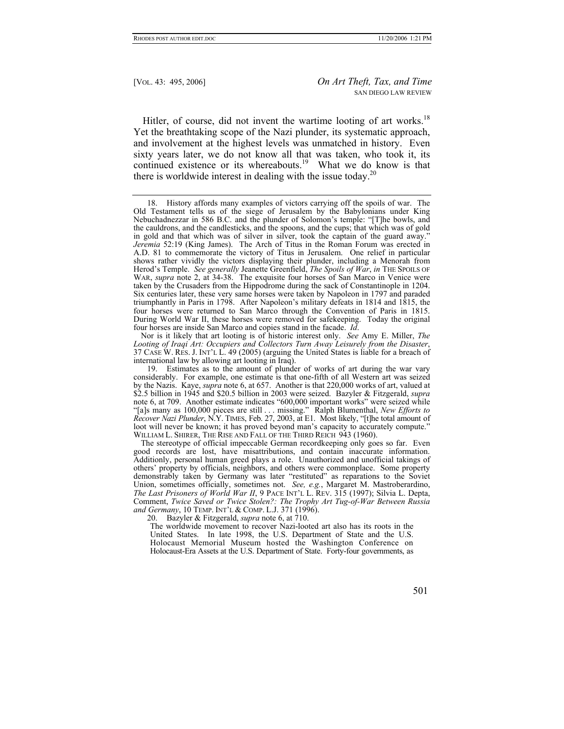Hitler, of course, did not invent the wartime looting of art works.[18] Yet the breathtaking scope of the Nazi plunder, its systematic approach, and involvement at the highest levels was unmatched in history. Even sixty years later, we do not know all that was taken, who took it, its continued existence or its whereabouts.[19] What we do know is that there is worldwide interest in dealing with the issue today.[20]

---

18. History affords many examples of victors carrying off the spoils of war. The Old Testament tells us of the siege of Jerusalem by the Babylonians under King Nebuchadnezzar in 586 B.C. and the plunder of Solomon's temple: "[T]he bowls, and the cauldrons, and the candlesticks, and the spoons, and the cups; that which was of gold in gold and that which was of silver in silver, took the captain of the guard away." *Jeremia* 52:19 (King James). The Arch of Titus in the Roman Forum was erected in A.D. 81 to commemorate the victory of Titus in Jerusalem. One relief in particular shows rather vividly the victors displaying their plunder, including a Menorah from Herod's Temple. *See generally* Jeanette Greenfield, *The Spoils of War*, *in* THE SPOILS OF WAR, *supra* note 2, at 34-38. The exquisite four horses of San Marco in Venice were taken by the Crusaders from the Hippodrome during the sack of Constantinople in 1204. Six centuries later, these very same horses were taken by Napoleon in 1797 and paraded triumphantly in Paris in 1798. After Napoleon's military defeats in 1814 and 1815, the four horses were returned to San Marco through the Convention of Paris in 1815. During World War II, these horses were removed for safekeeping. Today the original four horses are inside San Marco and copies stand in the facade. *Id*.

Nor is it likely that art looting is of historic interest only. *See* Amy E. Miller, *The Looting of Iraqi Art: Occupiers and Collectors Turn Away Leisurely from the Disaster*, 37 CASE W. RES. J. INT'L L. 49 (2005) (arguing the United States is liable for a breach of international law by allowing art looting in Iraq).

19. Estimates as to the amount of plunder of works of art during the war vary considerably. For example, one estimate is that one-fifth of all Western art was seized by the Nazis. Kaye, *supra* note 6, at 657. Another is that 220,000 works of art, valued at $2.5 billion in 1945 and $20.5 billion in 2003 were seized. Bazyler & Fitzgerald, *supra* note 6, at 709. Another estimate indicates "600,000 important works" were seized while "[a]s many as 100,000 pieces are still . . . missing." Ralph Blumenthal, *New Efforts to Recover Nazi Plunder*, N.Y. TIMES, Feb. 27, 2003, at E1. Most likely, "[t]he total amount of loot will never be known; it has proved beyond man's capacity to accurately compute." WILLIAM L. SHIRER, THE RISE AND FALL OF THE THIRD REICH 943 (1960).

The stereotype of official impeccable German recordkeeping only goes so far. Even good records are lost, have misattributions, and contain inaccurate information. Additionly, personal human greed plays a role. Unauthorized and unofficial takings of others' property by officials, neighbors, and others were commonplace. Some property demonstrably taken by Germany was later "restituted" as reparations to the Soviet Union, sometimes officially, sometimes not. *See, e.g.*, Margaret M. Mastroberardino, *The Last Prisoners of World War II*, 9 PACE INT'L L. REV. 315 (1997); Silvia L. Depta, Comment, *Twice Saved or Twice Stolen?: The Trophy Art Tug-of-War Between Russia and Germany*, 10 TEMP. INT'L & COMP. L.J. 371 (1996).

20. Bazyler & Fitzgerald, *supra* note 6, at 710.

> The worldwide movement to recover Nazi-looted art also has its roots in the United States. In late 1998, the U.S. Department of State and the U.S. Holocaust Memorial Museum hosted the Washington Conference on Holocaust-Era Assets at the U.S. Department of State. Forty-four governments, as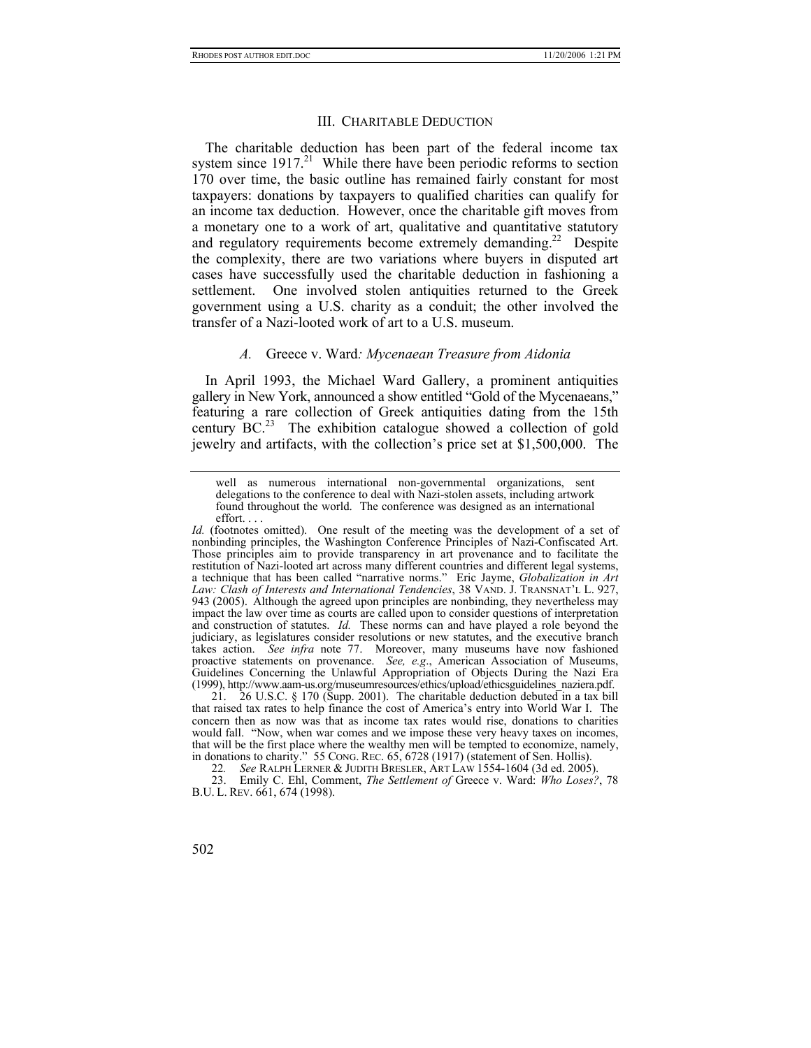## III. Charitable Deduction

The charitable deduction has been part of the federal income tax system since 1917.[21] While there have been periodic reforms to section 170 over time, the basic outline has remained fairly constant for most taxpayers: donations by taxpayers to qualified charities can qualify for an income tax deduction. However, once the charitable gift moves from a monetary one to a work of art, qualitative and quantitative statutory and regulatory requirements become extremely demanding.[22] Despite the complexity, there are two variations where buyers in disputed art cases have successfully used the charitable deduction in fashioning a settlement. One involved stolen antiquities returned to the Greek government using a U.S. charity as a conduit; the other involved the transfer of a Nazi-looted work of art to a U.S. museum.

### *A.* Greece v. Ward*: Mycenaean Treasure from Aidonia*

In April 1993, the Michael Ward Gallery, a prominent antiquities gallery in New York, announced a show entitled "Gold of the Mycenaeans," featuring a rare collection of Greek antiquities dating from the 15th century BC.[23] The exhibition catalogue showed a collection of gold jewelry and artifacts, with the collection's price set at $1,500,000. The

---

> well as numerous international non-governmental organizations, sent delegations to the conference to deal with Nazi-stolen assets, including artwork found throughout the world. The conference was designed as an international effort. . . .

*Id.* (footnotes omitted). One result of the meeting was the development of a set of nonbinding principles, the Washington Conference Principles of Nazi-Confiscated Art. Those principles aim to provide transparency in art provenance and to facilitate the restitution of Nazi-looted art across many different countries and different legal systems, a technique that has been called "narrative norms." Eric Jayme, *Globalization in Art Law: Clash of Interests and International Tendencies*, 38 VAND. J. TRANSNAT'L L. 927, 943 (2005). Although the agreed upon principles are nonbinding, they nevertheless may impact the law over time as courts are called upon to consider questions of interpretation and construction of statutes. *Id.* These norms can and have played a role beyond the judiciary, as legislatures consider resolutions or new statutes, and the executive branch takes action. *See infra* note 77. Moreover, many museums have now fashioned proactive statements on provenance. *See, e.g.*, American Association of Museums, Guidelines Concerning the Unlawful Appropriation of Objects During the Nazi Era (1999), http://www.aam-us.org/museumresources/ethics/upload/ethicsguidelines_naziera.pdf.

21. 26 U.S.C. § 170 (Supp. 2001). The charitable deduction debuted in a tax bill that raised tax rates to help finance the cost of America's entry into World War I. The concern then as now was that as income tax rates would rise, donations to charities would fall. "Now, when war comes and we impose these very heavy taxes on incomes, that will be the first place where the wealthy men will be tempted to economize, namely, in donations to charity." 55 CONG. REC. 65, 6728 (1917) (statement of Sen. Hollis).

22. *See* RALPH LERNER & JUDITH BRESLER, ART LAW 1554-1604 (3d ed. 2005).

23. Emily C. Ehl, Comment, *The Settlement of* Greece v. Ward: *Who Loses?*, 78 B.U. L. REV. 661, 674 (1998).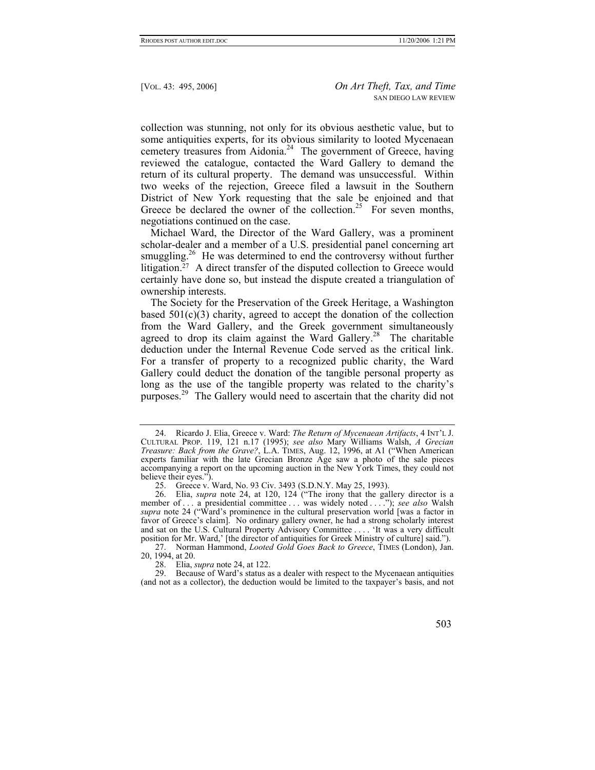collection was stunning, not only for its obvious aesthetic value, but to some antiquities experts, for its obvious similarity to looted Mycenaean cemetery treasures from Aidonia.[24] The government of Greece, having reviewed the catalogue, contacted the Ward Gallery to demand the return of its cultural property. The demand was unsuccessful. Within two weeks of the rejection, Greece filed a lawsuit in the Southern District of New York requesting that the sale be enjoined and that Greece be declared the owner of the collection.[25] For seven months, negotiations continued on the case.

Michael Ward, the Director of the Ward Gallery, was a prominent scholar-dealer and a member of a U.S. presidential panel concerning art smuggling.[26] He was determined to end the controversy without further litigation.[27] A direct transfer of the disputed collection to Greece would certainly have done so, but instead the dispute created a triangulation of ownership interests.

The Society for the Preservation of the Greek Heritage, a Washington based 501(c)(3) charity, agreed to accept the donation of the collection from the Ward Gallery, and the Greek government simultaneously agreed to drop its claim against the Ward Gallery.[28] The charitable deduction under the Internal Revenue Code served as the critical link. For a transfer of property to a recognized public charity, the Ward Gallery could deduct the donation of the tangible personal property as long as the use of the tangible property was related to the charity's purposes.[29] The Gallery would need to ascertain that the charity did not

---

24. Ricardo J. Elia, Greece v. Ward: *The Return of Mycenaean Artifacts*, 4 INT'L J. CULTURAL PROP. 119, 121 n.17 (1995); *see also* Mary Williams Walsh, *A Grecian Treasure: Back from the Grave?*, L.A. TIMES, Aug. 12, 1996, at A1 ("When American experts familiar with the late Grecian Bronze Age saw a photo of the sale pieces accompanying a report on the upcoming auction in the New York Times, they could not believe their eyes.").

25. Greece v. Ward, No. 93 Civ. 3493 (S.D.N.Y. May 25, 1993).

26. Elia, *supra* note 24, at 120, 124 ("The irony that the gallery director is a member of . . . a presidential committee . . . was widely noted . . . ."); *see also* Walsh *supra* note 24 ("Ward's prominence in the cultural preservation world [was a factor in favor of Greece's claim]. No ordinary gallery owner, he had a strong scholarly interest and sat on the U.S. Cultural Property Advisory Committee . . . . 'It was a very difficult position for Mr. Ward,' [the director of antiquities for Greek Ministry of culture] said.").

27. Norman Hammond, *Looted Gold Goes Back to Greece*, TIMES (London), Jan. 20, 1994, at 20.

28. Elia, *supra* note 24, at 122.

29. Because of Ward's status as a dealer with respect to the Mycenaean antiquities (and not as a collector), the deduction would be limited to the taxpayer's basis, and not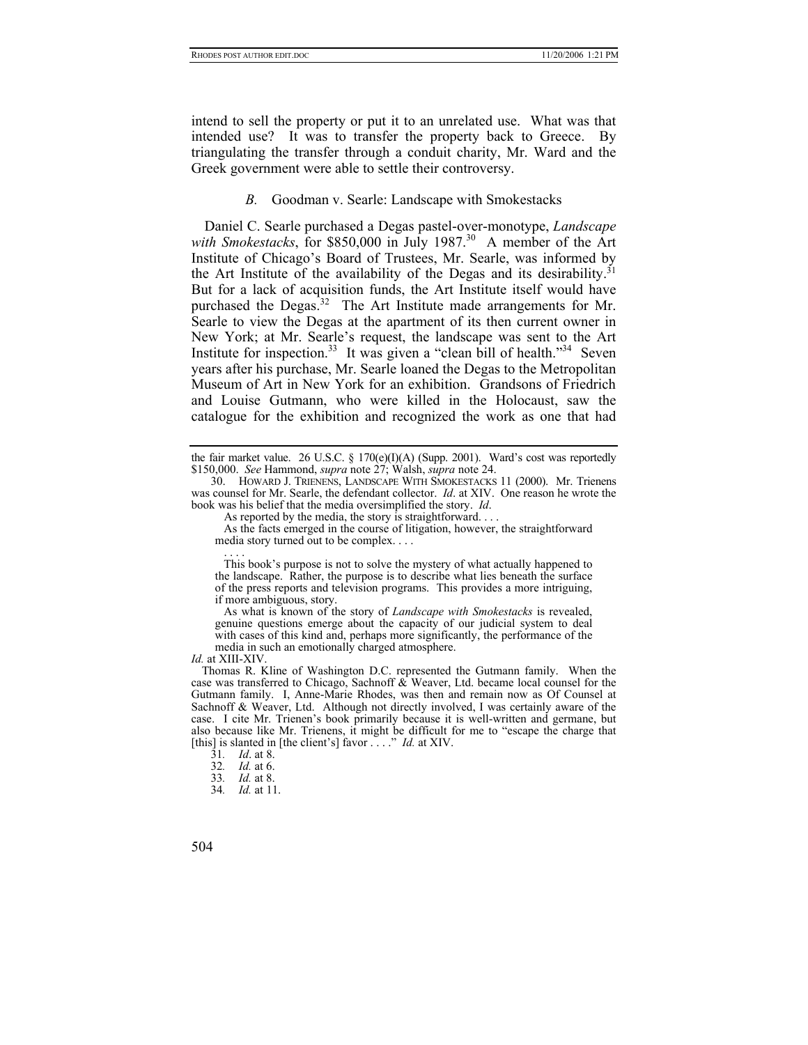intend to sell the property or put it to an unrelated use. What was that intended use? It was to transfer the property back to Greece. By triangulating the transfer through a conduit charity, Mr. Ward and the Greek government were able to settle their controversy.

### *B.* Goodman v. Searle: Landscape with Smokestacks

Daniel C. Searle purchased a Degas pastel-over-monotype, *Landscape with Smokestacks*, for $850,000 in July 1987.[30] A member of the Art Institute of Chicago's Board of Trustees, Mr. Searle, was informed by the Art Institute of the availability of the Degas and its desirability.[31] But for a lack of acquisition funds, the Art Institute itself would have purchased the Degas.[32] The Art Institute made arrangements for Mr. Searle to view the Degas at the apartment of its then current owner in New York; at Mr. Searle's request, the landscape was sent to the Art Institute for inspection.[33] It was given a "clean bill of health."[34] Seven years after his purchase, Mr. Searle loaned the Degas to the Metropolitan Museum of Art in New York for an exhibition. Grandsons of Friedrich and Louise Gutmann, who were killed in the Holocaust, saw the catalogue for the exhibition and recognized the work as one that had

---

the fair market value. 26 U.S.C. § 170(e)(I)(A) (Supp. 2001). Ward's cost was reportedly $150,000. *See* Hammond, *supra* note 27; Walsh, *supra* note 24.

30. HOWARD J. TRIENENS, LANDSCAPE WITH SMOKESTACKS 11 (2000). Mr. Trienens was counsel for Mr. Searle, the defendant collector. *Id*. at XIV. One reason he wrote the book was his belief that the media oversimplified the story. *Id*.

> As reported by the media, the story is straightforward. . . .
>
> As the facts emerged in the course of litigation, however, the straightforward media story turned out to be complex. . . .
>
> . . . .
>
> This book's purpose is not to solve the mystery of what actually happened to the landscape. Rather, the purpose is to describe what lies beneath the surface of the press reports and television programs. This provides a more intriguing, if more ambiguous, story.
>
> As what is known of the story of *Landscape with Smokestacks* is revealed, genuine questions emerge about the capacity of our judicial system to deal with cases of this kind and, perhaps more significantly, the performance of the media in such an emotionally charged atmosphere.

*Id.* at XIII-XIV.

Thomas R. Kline of Washington D.C. represented the Gutmann family. When the case was transferred to Chicago, Sachnoff & Weaver, Ltd. became local counsel for the Gutmann family. I, Anne-Marie Rhodes, was then and remain now as Of Counsel at Sachnoff & Weaver, Ltd. Although not directly involved, I was certainly aware of the case. I cite Mr. Trienen's book primarily because it is well-written and germane, but also because like Mr. Trienens, it might be difficult for me to "escape the charge that [this] is slanted in [the client's] favor . . . ." *Id.* at XIV.

31. *Id*. at 8.

32. *Id.* at 6.

33. *Id.* at 8.

34. *Id.* at 11.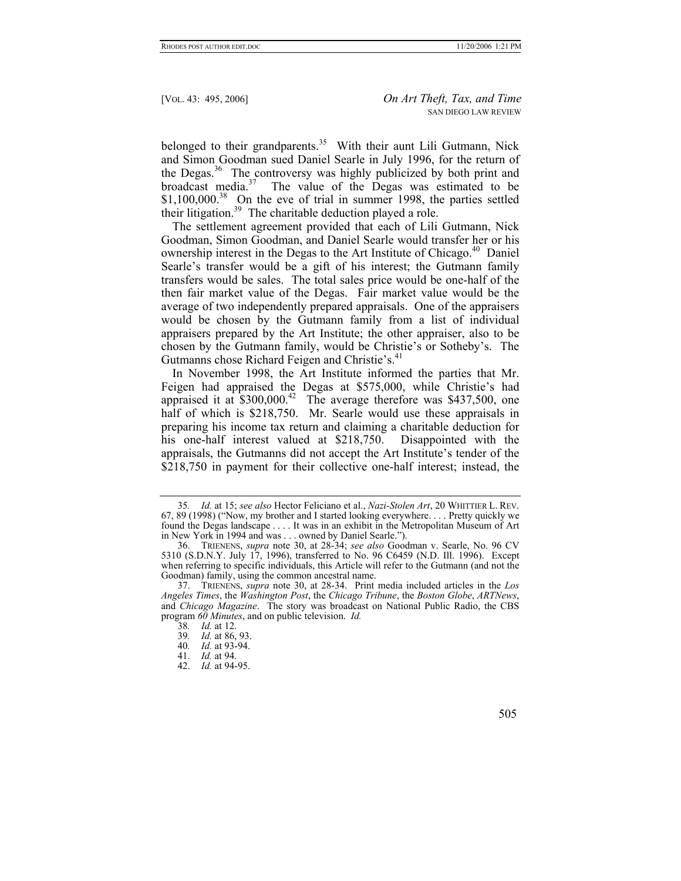belonged to their grandparents.[35] With their aunt Lili Gutmann, Nick and Simon Goodman sued Daniel Searle in July 1996, for the return of the Degas.[36] The controversy was highly publicized by both print and broadcast media.[37] The value of the Degas was estimated to be $1,100,000.[38] On the eve of trial in summer 1998, the parties settled their litigation.[39] The charitable deduction played a role.

The settlement agreement provided that each of Lili Gutmann, Nick Goodman, Simon Goodman, and Daniel Searle would transfer her or his ownership interest in the Degas to the Art Institute of Chicago.[40] Daniel Searle's transfer would be a gift of his interest; the Gutmann family transfers would be sales. The total sales price would be one-half of the then fair market value of the Degas. Fair market value would be the average of two independently prepared appraisals. One of the appraisers would be chosen by the Gutmann family from a list of individual appraisers prepared by the Art Institute; the other appraiser, also to be chosen by the Gutmann family, would be Christie's or Sotheby's. The Gutmanns chose Richard Feigen and Christie's.[41]

In November 1998, the Art Institute informed the parties that Mr. Feigen had appraised the Degas at $575,000, while Christie's had appraised it at $300,000.[42] The average therefore was $437,500, one half of which is $218,750. Mr. Searle would use these appraisals in preparing his income tax return and claiming a charitable deduction for his one-half interest valued at $218,750. Disappointed with the appraisals, the Gutmanns did not accept the Art Institute's tender of the $218,750 in payment for their collective one-half interest; instead, the

---

35. *Id.* at 15; *see also* Hector Feliciano et al., *Nazi-Stolen Art*, 20 WHITTIER L. REV. 67, 89 (1998) ("Now, my brother and I started looking everywhere. . . . Pretty quickly we found the Degas landscape . . . . It was in an exhibit in the Metropolitan Museum of Art in New York in 1994 and was . . . owned by Daniel Searle.").

36. TRIENENS, *supra* note 30, at 28-34; *see also* Goodman v. Searle, No. 96 CV 5310 (S.D.N.Y. July 17, 1996), transferred to No. 96 C6459 (N.D. Ill. 1996). Except when referring to specific individuals, this Article will refer to the Gutmann (and not the Goodman) family, using the common ancestral name.

37. TRIENENS, *supra* note 30, at 28-34. Print media included articles in the *Los Angeles Times*, the *Washington Post*, the *Chicago Tribune*, the *Boston Globe*, *ARTNews*, and *Chicago Magazine*. The story was broadcast on National Public Radio, the CBS program *60 Minutes*, and on public television. *Id.*

38. *Id.* at 12.

39. *Id.* at 86, 93.

40. *Id.* at 93-94.

41. *Id.* at 94.

42. *Id.* at 94-95.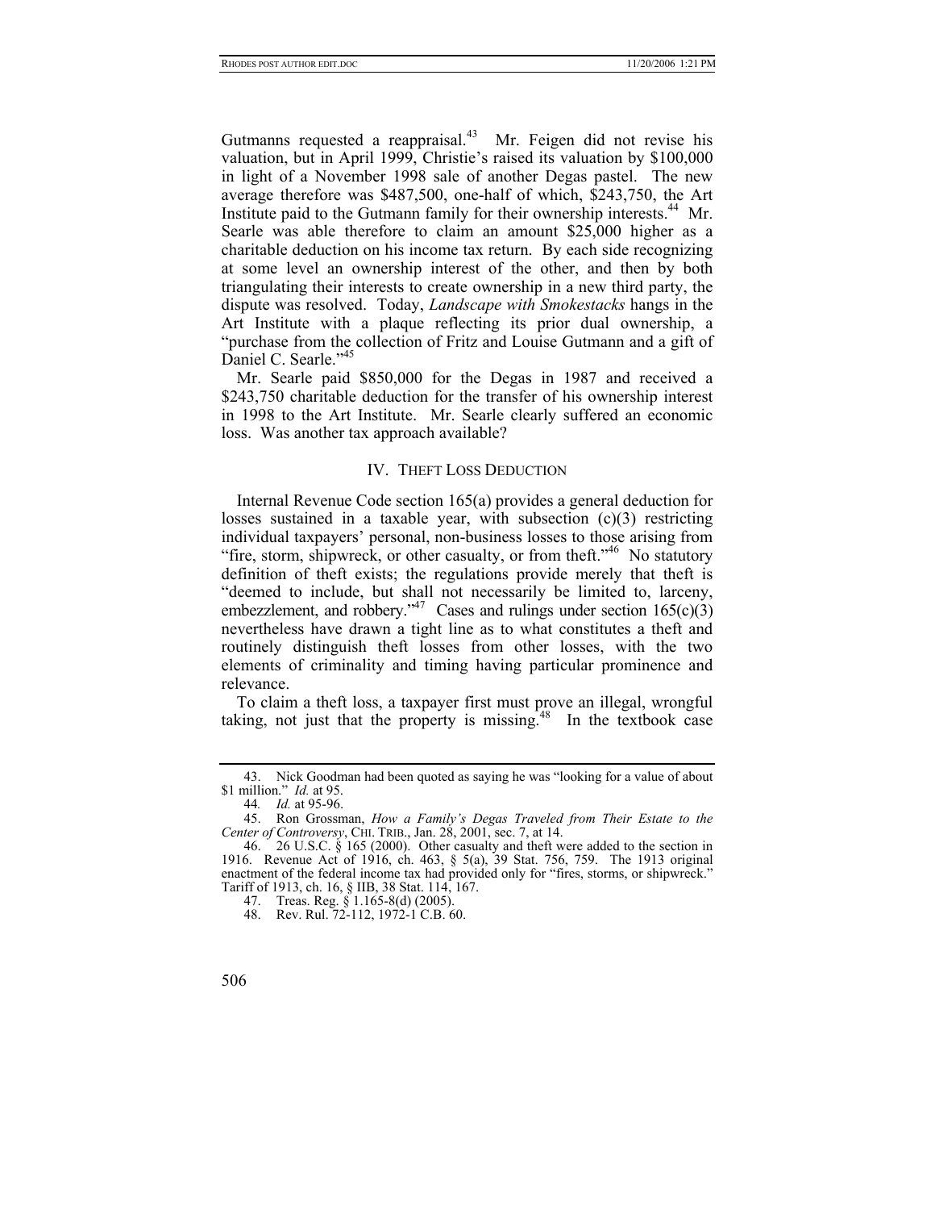Gutmanns requested a reappraisal.[43] Mr. Feigen did not revise his valuation, but in April 1999, Christie's raised its valuation by $100,000 in light of a November 1998 sale of another Degas pastel. The new average therefore was $487,500, one-half of which, $243,750, the Art Institute paid to the Gutmann family for their ownership interests.[44] Mr. Searle was able therefore to claim an amount $25,000 higher as a charitable deduction on his income tax return. By each side recognizing at some level an ownership interest of the other, and then by both triangulating their interests to create ownership in a new third party, the dispute was resolved. Today, *Landscape with Smokestacks* hangs in the Art Institute with a plaque reflecting its prior dual ownership, a "purchase from the collection of Fritz and Louise Gutmann and a gift of Daniel C. Searle."[45]

Mr. Searle paid $850,000 for the Degas in 1987 and received a $243,750 charitable deduction for the transfer of his ownership interest in 1998 to the Art Institute. Mr. Searle clearly suffered an economic loss. Was another tax approach available?

## IV. THEFT LOSS DEDUCTION

Internal Revenue Code section 165(a) provides a general deduction for losses sustained in a taxable year, with subsection (c)(3) restricting individual taxpayers' personal, non-business losses to those arising from "fire, storm, shipwreck, or other casualty, or from theft."[46] No statutory definition of theft exists; the regulations provide merely that theft is "deemed to include, but shall not necessarily be limited to, larceny, embezzlement, and robbery."[47] Cases and rulings under section 165(c)(3) nevertheless have drawn a tight line as to what constitutes a theft and routinely distinguish theft losses from other losses, with the two elements of criminality and timing having particular prominence and relevance.

To claim a theft loss, a taxpayer first must prove an illegal, wrongful taking, not just that the property is missing.[48] In the textbook case

---

43. Nick Goodman had been quoted as saying he was "looking for a value of about $1 million." *Id.* at 95.

44. *Id.* at 95-96.

45. Ron Grossman, *How a Family's Degas Traveled from Their Estate to the Center of Controversy*, CHI. TRIB., Jan. 28, 2001, sec. 7, at 14.

46. 26 U.S.C. § 165 (2000). Other casualty and theft were added to the section in 1916. Revenue Act of 1916, ch. 463, § 5(a), 39 Stat. 756, 759. The 1913 original enactment of the federal income tax had provided only for "fires, storms, or shipwreck." Tariff of 1913, ch. 16, § IIB, 38 Stat. 114, 167.

47. Treas. Reg. § 1.165-8(d) (2005).

48. Rev. Rul. 72-112, 1972-1 C.B. 60.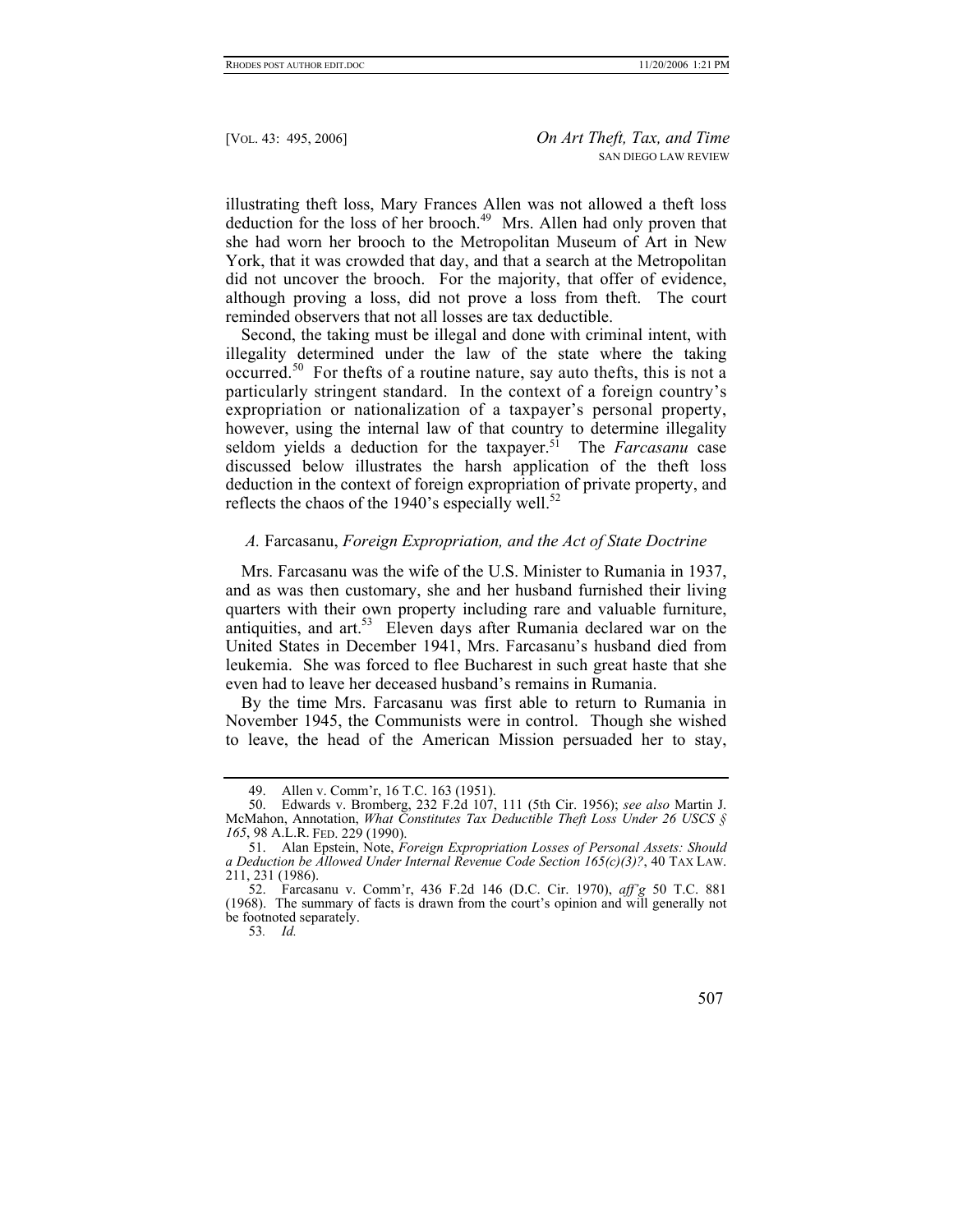illustrating theft loss, Mary Frances Allen was not allowed a theft loss deduction for the loss of her brooch.[49] Mrs. Allen had only proven that she had worn her brooch to the Metropolitan Museum of Art in New York, that it was crowded that day, and that a search at the Metropolitan did not uncover the brooch. For the majority, that offer of evidence, although proving a loss, did not prove a loss from theft. The court reminded observers that not all losses are tax deductible.

Second, the taking must be illegal and done with criminal intent, with illegality determined under the law of the state where the taking occurred.[50] For thefts of a routine nature, say auto thefts, this is not a particularly stringent standard. In the context of a foreign country's expropriation or nationalization of a taxpayer's personal property, however, using the internal law of that country to determine illegality seldom yields a deduction for the taxpayer.[51] The *Farcasanu* case discussed below illustrates the harsh application of the theft loss deduction in the context of foreign expropriation of private property, and reflects the chaos of the 1940's especially well.[52]

### *A.* Farcasanu, *Foreign Expropriation, and the Act of State Doctrine*

Mrs. Farcasanu was the wife of the U.S. Minister to Rumania in 1937, and as was then customary, she and her husband furnished their living quarters with their own property including rare and valuable furniture, antiquities, and art.[53] Eleven days after Rumania declared war on the United States in December 1941, Mrs. Farcasanu's husband died from leukemia. She was forced to flee Bucharest in such great haste that she even had to leave her deceased husband's remains in Rumania.

By the time Mrs. Farcasanu was first able to return to Rumania in November 1945, the Communists were in control. Though she wished to leave, the head of the American Mission persuaded her to stay,

---

49. Allen v. Comm'r, 16 T.C. 163 (1951).

50. Edwards v. Bromberg, 232 F.2d 107, 111 (5th Cir. 1956); *see also* Martin J. McMahon, Annotation, *What Constitutes Tax Deductible Theft Loss Under 26 USCS § 165*, 98 A.L.R. FED. 229 (1990).

51. Alan Epstein, Note, *Foreign Expropriation Losses of Personal Assets: Should a Deduction be Allowed Under Internal Revenue Code Section 165(c)(3)?*, 40 TAX LAW. 211, 231 (1986).

52. Farcasanu v. Comm'r, 436 F.2d 146 (D.C. Cir. 1970), *aff'g* 50 T.C. 881 (1968). The summary of facts is drawn from the court's opinion and will generally not be footnoted separately.

53. *Id.*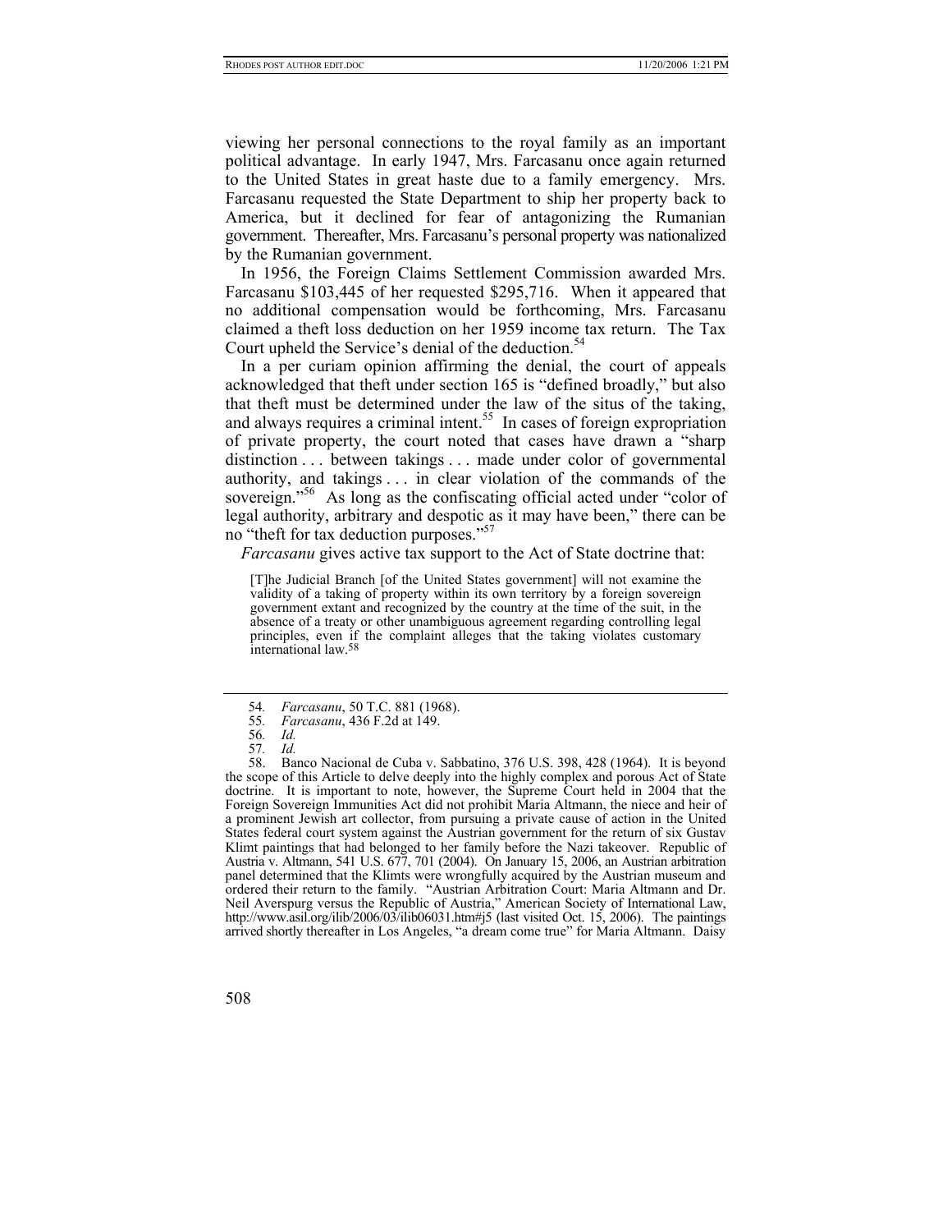viewing her personal connections to the royal family as an important political advantage. In early 1947, Mrs. Farcasanu once again returned to the United States in great haste due to a family emergency. Mrs. Farcasanu requested the State Department to ship her property back to America, but it declined for fear of antagonizing the Rumanian government. Thereafter, Mrs. Farcasanu's personal property was nationalized by the Rumanian government.

In 1956, the Foreign Claims Settlement Commission awarded Mrs. Farcasanu $103,445 of her requested $295,716. When it appeared that no additional compensation would be forthcoming, Mrs. Farcasanu claimed a theft loss deduction on her 1959 income tax return. The Tax Court upheld the Service's denial of the deduction.[54]

In a per curiam opinion affirming the denial, the court of appeals acknowledged that theft under section 165 is "defined broadly," but also that theft must be determined under the law of the situs of the taking, and always requires a criminal intent.[55] In cases of foreign expropriation of private property, the court noted that cases have drawn a "sharp distinction . . . between takings . . . made under color of governmental authority, and takings . . . in clear violation of the commands of the sovereign."[56] As long as the confiscating official acted under "color of legal authority, arbitrary and despotic as it may have been," there can be no "theft for tax deduction purposes."[57]

*Farcasanu* gives active tax support to the Act of State doctrine that:

> [T]he Judicial Branch [of the United States government] will not examine the validity of a taking of property within its own territory by a foreign sovereign government extant and recognized by the country at the time of the suit, in the absence of a treaty or other unambiguous agreement regarding controlling legal principles, even if the complaint alleges that the taking violates customary international law.[58]

---

54. *Farcasanu*, 50 T.C. 881 (1968).

55. *Farcasanu*, 436 F.2d at 149.

56. *Id.*

57. *Id.*

58. Banco Nacional de Cuba v. Sabbatino, 376 U.S. 398, 428 (1964). It is beyond the scope of this Article to delve deeply into the highly complex and porous Act of State doctrine. It is important to note, however, the Supreme Court held in 2004 that the Foreign Sovereign Immunities Act did not prohibit Maria Altmann, the niece and heir of a prominent Jewish art collector, from pursuing a private cause of action in the United States federal court system against the Austrian government for the return of six Gustav Klimt paintings that had belonged to her family before the Nazi takeover. Republic of Austria v. Altmann, 541 U.S. 677, 701 (2004). On January 15, 2006, an Austrian arbitration panel determined that the Klimts were wrongfully acquired by the Austrian museum and ordered their return to the family. "Austrian Arbitration Court: Maria Altmann and Dr. Neil Averspurg versus the Republic of Austria," American Society of International Law, http://www.asil.org/ilib/2006/03/ilib06031.htm#j5 (last visited Oct. 15, 2006). The paintings arrived shortly thereafter in Los Angeles, "a dream come true" for Maria Altmann. Daisy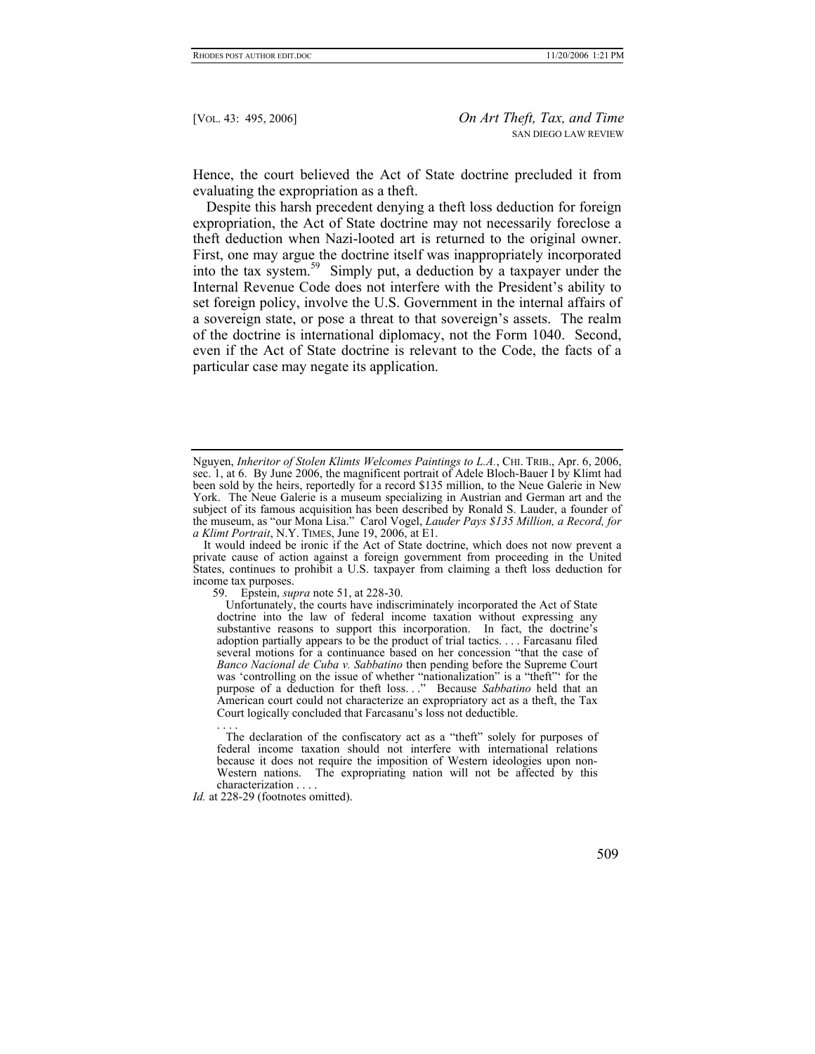Hence, the court believed the Act of State doctrine precluded it from evaluating the expropriation as a theft.

Despite this harsh precedent denying a theft loss deduction for foreign expropriation, the Act of State doctrine may not necessarily foreclose a theft deduction when Nazi-looted art is returned to the original owner. First, one may argue the doctrine itself was inappropriately incorporated into the tax system.[59] Simply put, a deduction by a taxpayer under the Internal Revenue Code does not interfere with the President's ability to set foreign policy, involve the U.S. Government in the internal affairs of a sovereign state, or pose a threat to that sovereign's assets. The realm of the doctrine is international diplomacy, not the Form 1040. Second, even if the Act of State doctrine is relevant to the Code, the facts of a particular case may negate its application.

---

Nguyen, *Inheritor of Stolen Klimts Welcomes Paintings to L.A.*, CHI. TRIB., Apr. 6, 2006, sec. 1, at 6. By June 2006, the magnificent portrait of Adele Bloch-Bauer I by Klimt had been sold by the heirs, reportedly for a record $135 million, to the Neue Galerie in New York. The Neue Galerie is a museum specializing in Austrian and German art and the subject of its famous acquisition has been described by Ronald S. Lauder, a founder of the museum, as "our Mona Lisa." Carol Vogel, *Lauder Pays $135 Million, a Record, for a Klimt Portrait*, N.Y. TIMES, June 19, 2006, at E1.

It would indeed be ironic if the Act of State doctrine, which does not now prevent a private cause of action against a foreign government from proceeding in the United States, continues to prohibit a U.S. taxpayer from claiming a theft loss deduction for income tax purposes.

59. Epstein, *supra* note 51, at 228-30.

> Unfortunately, the courts have indiscriminately incorporated the Act of State doctrine into the law of federal income taxation without expressing any substantive reasons to support this incorporation. In fact, the doctrine's adoption partially appears to be the product of trial tactics. . . . Farcasanu filed several motions for a continuance based on her concession "that the case of *Banco Nacional de Cuba v. Sabbatino* then pending before the Supreme Court was 'controlling on the issue of whether "nationalization" is a "theft"' for the purpose of a deduction for theft loss. . ." Because *Sabbatino* held that an American court could not characterize an expropriatory act as a theft, the Tax Court logically concluded that Farcasanu's loss not deductible.
>
> . . . .
>
> The declaration of the confiscatory act as a "theft" solely for purposes of federal income taxation should not interfere with international relations because it does not require the imposition of Western ideologies upon non-Western nations. The expropriating nation will not be affected by this characterization . . . .

*Id.* at 228-29 (footnotes omitted).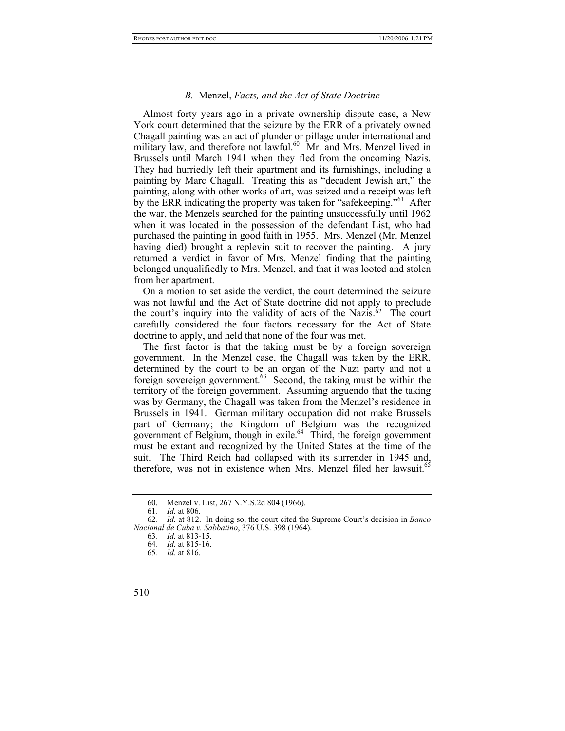### *B.* Menzel*, Facts, and the Act of State Doctrine*

Almost forty years ago in a private ownership dispute case, a New York court determined that the seizure by the ERR of a privately owned Chagall painting was an act of plunder or pillage under international and military law, and therefore not lawful.[60] Mr. and Mrs. Menzel lived in Brussels until March 1941 when they fled from the oncoming Nazis. They had hurriedly left their apartment and its furnishings, including a painting by Marc Chagall. Treating this as "decadent Jewish art," the painting, along with other works of art, was seized and a receipt was left by the ERR indicating the property was taken for "safekeeping."[61] After the war, the Menzels searched for the painting unsuccessfully until 1962 when it was located in the possession of the defendant List, who had purchased the painting in good faith in 1955. Mrs. Menzel (Mr. Menzel having died) brought a replevin suit to recover the painting. A jury returned a verdict in favor of Mrs. Menzel finding that the painting belonged unqualifiedly to Mrs. Menzel, and that it was looted and stolen from her apartment.

On a motion to set aside the verdict, the court determined the seizure was not lawful and the Act of State doctrine did not apply to preclude the court's inquiry into the validity of acts of the Nazis.[62] The court carefully considered the four factors necessary for the Act of State doctrine to apply, and held that none of the four was met.

The first factor is that the taking must be by a foreign sovereign government. In the Menzel case, the Chagall was taken by the ERR, determined by the court to be an organ of the Nazi party and not a foreign sovereign government.[63] Second, the taking must be within the territory of the foreign government. Assuming arguendo that the taking was by Germany, the Chagall was taken from the Menzel's residence in Brussels in 1941. German military occupation did not make Brussels part of Germany; the Kingdom of Belgium was the recognized government of Belgium, though in exile.[64] Third, the foreign government must be extant and recognized by the United States at the time of the suit. The Third Reich had collapsed with its surrender in 1945 and, therefore, was not in existence when Mrs. Menzel filed her lawsuit.[65]

---

60. Menzel v. List, 267 N.Y.S.2d 804 (1966).

61. *Id.* at 806.

62. *Id.* at 812. In doing so, the court cited the Supreme Court's decision in *Banco Nacional de Cuba v. Sabbatino*, 376 U.S. 398 (1964).

63. *Id.* at 813-15.

64. *Id.* at 815-16.

65. *Id.* at 816.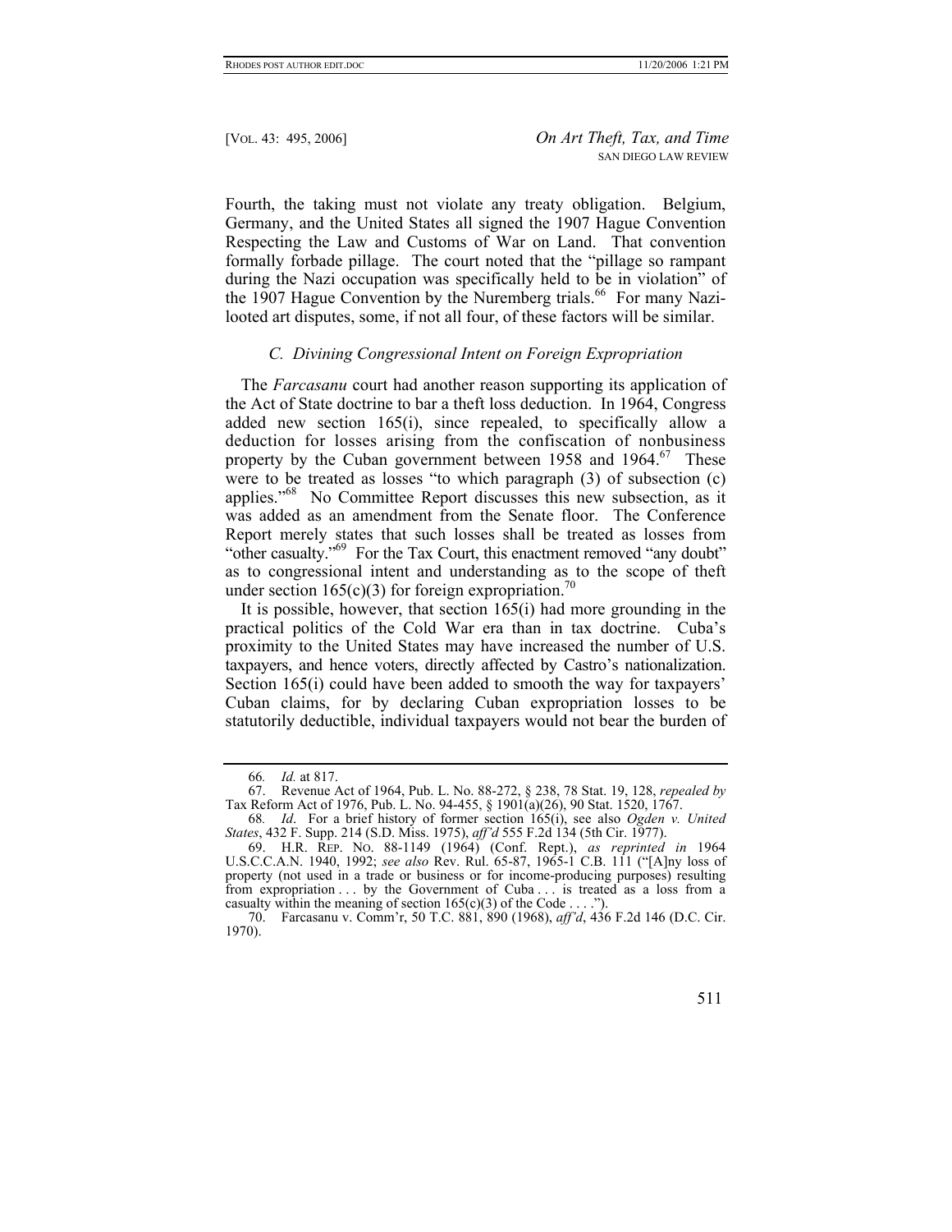Fourth, the taking must not violate any treaty obligation. Belgium, Germany, and the United States all signed the 1907 Hague Convention Respecting the Law and Customs of War on Land. That convention formally forbade pillage. The court noted that the "pillage so rampant during the Nazi occupation was specifically held to be in violation" of the 1907 Hague Convention by the Nuremberg trials.[66] For many Nazi-looted art disputes, some, if not all four, of these factors will be similar.

### *C. Divining Congressional Intent on Foreign Expropriation*

The *Farcasanu* court had another reason supporting its application of the Act of State doctrine to bar a theft loss deduction. In 1964, Congress added new section 165(i), since repealed, to specifically allow a deduction for losses arising from the confiscation of nonbusiness property by the Cuban government between 1958 and 1964.[67] These were to be treated as losses "to which paragraph (3) of subsection (c) applies."[68] No Committee Report discusses this new subsection, as it was added as an amendment from the Senate floor. The Conference Report merely states that such losses shall be treated as losses from "other casualty."[69] For the Tax Court, this enactment removed "any doubt" as to congressional intent and understanding as to the scope of theft under section 165(c)(3) for foreign expropriation.[70]

It is possible, however, that section 165(i) had more grounding in the practical politics of the Cold War era than in tax doctrine. Cuba's proximity to the United States may have increased the number of U.S. taxpayers, and hence voters, directly affected by Castro's nationalization. Section 165(i) could have been added to smooth the way for taxpayers' Cuban claims, for by declaring Cuban expropriation losses to be statutorily deductible, individual taxpayers would not bear the burden of

---

66. *Id.* at 817.

67. Revenue Act of 1964, Pub. L. No. 88-272, § 238, 78 Stat. 19, 128, *repealed by* Tax Reform Act of 1976, Pub. L. No. 94-455, § 1901(a)(26), 90 Stat. 1520, 1767.

68. *Id*. For a brief history of former section 165(i), see also *Ogden v. United States*, 432 F. Supp. 214 (S.D. Miss. 1975), *aff'd* 555 F.2d 134 (5th Cir. 1977).

69. H.R. REP. NO. 88-1149 (1964) (Conf. Rept.), *as reprinted in* 1964 U.S.C.C.A.N. 1940, 1992; *see also* Rev. Rul. 65-87, 1965-1 C.B. 111 ("[A]ny loss of property (not used in a trade or business or for income-producing purposes) resulting from expropriation . . . by the Government of Cuba . . . is treated as a loss from a casualty within the meaning of section 165(c)(3) of the Code . . . .").

70. Farcasanu v. Comm'r, 50 T.C. 881, 890 (1968), *aff'd*, 436 F.2d 146 (D.C. Cir. 1970).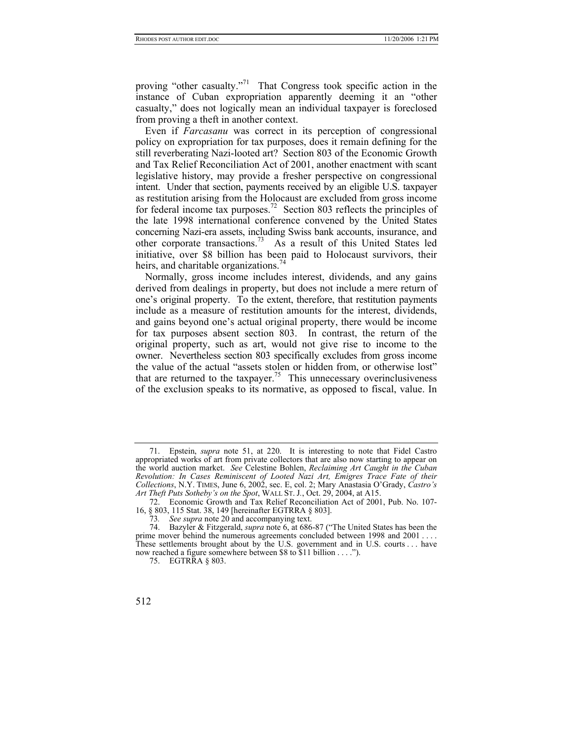proving "other casualty."[71] That Congress took specific action in the instance of Cuban expropriation apparently deeming it an "other casualty," does not logically mean an individual taxpayer is foreclosed from proving a theft in another context.

Even if *Farcasanu* was correct in its perception of congressional policy on expropriation for tax purposes, does it remain defining for the still reverberating Nazi-looted art? Section 803 of the Economic Growth and Tax Relief Reconciliation Act of 2001, another enactment with scant legislative history, may provide a fresher perspective on congressional intent. Under that section, payments received by an eligible U.S. taxpayer as restitution arising from the Holocaust are excluded from gross income for federal income tax purposes.[72] Section 803 reflects the principles of the late 1998 international conference convened by the United States concerning Nazi-era assets, including Swiss bank accounts, insurance, and other corporate transactions.[73] As a result of this United States led initiative, over $8 billion has been paid to Holocaust survivors, their heirs, and charitable organizations.[74]

Normally, gross income includes interest, dividends, and any gains derived from dealings in property, but does not include a mere return of one's original property. To the extent, therefore, that restitution payments include as a measure of restitution amounts for the interest, dividends, and gains beyond one's actual original property, there would be income for tax purposes absent section 803. In contrast, the return of the original property, such as art, would not give rise to income to the owner. Nevertheless section 803 specifically excludes from gross income the value of the actual "assets stolen or hidden from, or otherwise lost" that are returned to the taxpayer.[75] This unnecessary overinclusiveness of the exclusion speaks to its normative, as opposed to fiscal, value. In

---

71. Epstein, *supra* note 51, at 220. It is interesting to note that Fidel Castro appropriated works of art from private collectors that are also now starting to appear on the world auction market. *See* Celestine Bohlen, *Reclaiming Art Caught in the Cuban Revolution: In Cases Reminiscent of Looted Nazi Art, Emigres Trace Fate of their Collections*, N.Y. TIMES, June 6, 2002, sec. E, col. 2; Mary Anastasia O'Grady, *Castro's Art Theft Puts Sotheby's on the Spot*, WALL ST. J., Oct. 29, 2004, at A15.

72. Economic Growth and Tax Relief Reconciliation Act of 2001, Pub. No. 107-16, § 803, 115 Stat. 38, 149 [hereinafter EGTRRA § 803].

73. *See supra* note 20 and accompanying text.

74. Bazyler & Fitzgerald, *supra* note 6, at 686-87 ("The United States has been the prime mover behind the numerous agreements concluded between 1998 and 2001 . . . . These settlements brought about by the U.S. government and in U.S. courts . . . have now reached a figure somewhere between $8 to $11 billion . . . .").

75. EGTRRA § 803.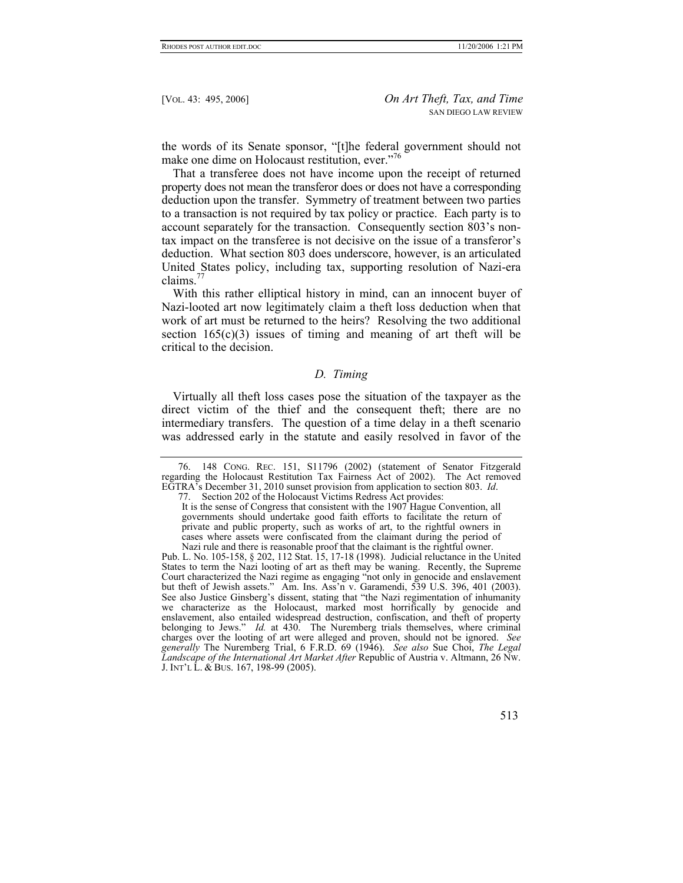the words of its Senate sponsor, "[t]he federal government should not make one dime on Holocaust restitution, ever."[76]

That a transferee does not have income upon the receipt of returned property does not mean the transferor does or does not have a corresponding deduction upon the transfer. Symmetry of treatment between two parties to a transaction is not required by tax policy or practice. Each party is to account separately for the transaction. Consequently section 803's non-tax impact on the transferee is not decisive on the issue of a transferor's deduction. What section 803 does underscore, however, is an articulated United States policy, including tax, supporting resolution of Nazi-era claims.[77]

With this rather elliptical history in mind, can an innocent buyer of Nazi-looted art now legitimately claim a theft loss deduction when that work of art must be returned to the heirs? Resolving the two additional section 165(c)(3) issues of timing and meaning of art theft will be critical to the decision.

### *D. Timing*

Virtually all theft loss cases pose the situation of the taxpayer as the direct victim of the thief and the consequent theft; there are no intermediary transfers. The question of a time delay in a theft scenario was addressed early in the statute and easily resolved in favor of the

---

76. 148 CONG. REC. 151, S11796 (2002) (statement of Senator Fitzgerald regarding the Holocaust Restitution Tax Fairness Act of 2002). The Act removed EGTRA's December 31, 2010 sunset provision from application to section 803. *Id*.

77. Section 202 of the Holocaust Victims Redress Act provides:

> It is the sense of Congress that consistent with the 1907 Hague Convention, all governments should undertake good faith efforts to facilitate the return of private and public property, such as works of art, to the rightful owners in cases where assets were confiscated from the claimant during the period of Nazi rule and there is reasonable proof that the claimant is the rightful owner.

Pub. L. No. 105-158, § 202, 112 Stat. 15, 17-18 (1998). Judicial reluctance in the United States to term the Nazi looting of art as theft may be waning. Recently, the Supreme Court characterized the Nazi regime as engaging "not only in genocide and enslavement but theft of Jewish assets." Am. Ins. Ass'n v. Garamendi, 539 U.S. 396, 401 (2003). See also Justice Ginsberg's dissent, stating that "the Nazi regimentation of inhumanity we characterize as the Holocaust, marked most horrifically by genocide and enslavement, also entailed widespread destruction, confiscation, and theft of property belonging to Jews." *Id.* at 430. The Nuremberg trials themselves, where criminal charges over the looting of art were alleged and proven, should not be ignored. *See generally* The Nuremberg Trial, 6 F.R.D. 69 (1946). *See also* Sue Choi, *The Legal Landscape of the International Art Market After* Republic of Austria v. Altmann, 26 NW. J. INT'L L. & BUS. 167, 198-99 (2005).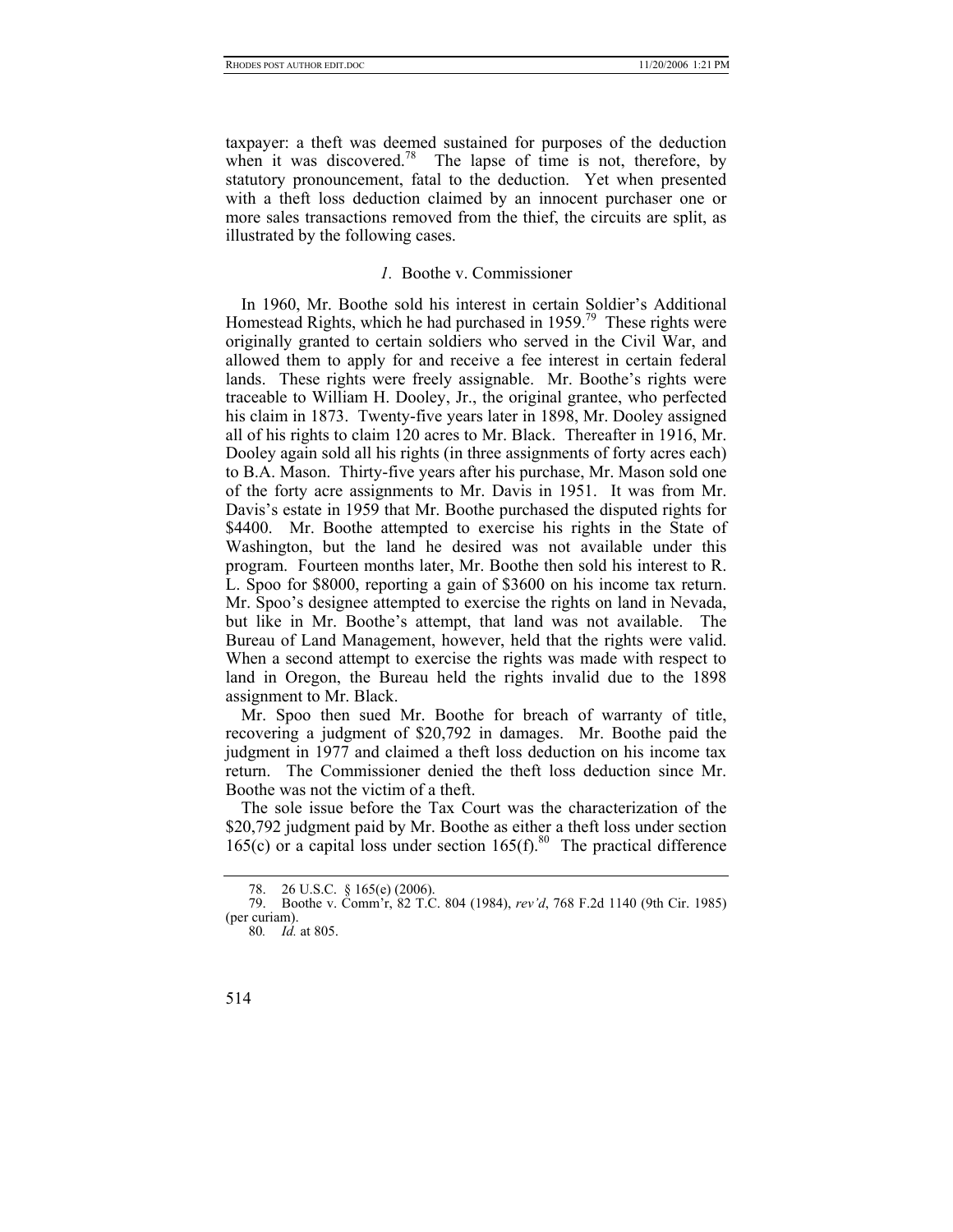taxpayer: a theft was deemed sustained for purposes of the deduction when it was discovered.[78] The lapse of time is not, therefore, by statutory pronouncement, fatal to the deduction. Yet when presented with a theft loss deduction claimed by an innocent purchaser one or more sales transactions removed from the thief, the circuits are split, as illustrated by the following cases.

### *1.* Boothe v. Commissioner

In 1960, Mr. Boothe sold his interest in certain Soldier's Additional Homestead Rights, which he had purchased in 1959.[79] These rights were originally granted to certain soldiers who served in the Civil War, and allowed them to apply for and receive a fee interest in certain federal lands. These rights were freely assignable. Mr. Boothe's rights were traceable to William H. Dooley, Jr., the original grantee, who perfected his claim in 1873. Twenty-five years later in 1898, Mr. Dooley assigned all of his rights to claim 120 acres to Mr. Black. Thereafter in 1916, Mr. Dooley again sold all his rights (in three assignments of forty acres each) to B.A. Mason. Thirty-five years after his purchase, Mr. Mason sold one of the forty acre assignments to Mr. Davis in 1951. It was from Mr. Davis's estate in 1959 that Mr. Boothe purchased the disputed rights for \$4400. Mr. Boothe attempted to exercise his rights in the State of Washington, but the land he desired was not available under this program. Fourteen months later, Mr. Boothe then sold his interest to R. L. Spoo for \$8000, reporting a gain of \$3600 on his income tax return. Mr. Spoo's designee attempted to exercise the rights on land in Nevada, but like in Mr. Boothe's attempt, that land was not available. The Bureau of Land Management, however, held that the rights were valid. When a second attempt to exercise the rights was made with respect to land in Oregon, the Bureau held the rights invalid due to the 1898 assignment to Mr. Black.

Mr. Spoo then sued Mr. Boothe for breach of warranty of title, recovering a judgment of \$20,792 in damages. Mr. Boothe paid the judgment in 1977 and claimed a theft loss deduction on his income tax return. The Commissioner denied the theft loss deduction since Mr. Boothe was not the victim of a theft.

The sole issue before the Tax Court was the characterization of the \$20,792 judgment paid by Mr. Boothe as either a theft loss under section 165(c) or a capital loss under section 165(f).[80] The practical difference

78. 26 U.S.C. § 165(e) (2006).

79. Boothe v. Comm'r, 82 T.C. 804 (1984), *rev'd*, 768 F.2d 1140 (9th Cir. 1985) (per curiam).

80. *Id.* at 805.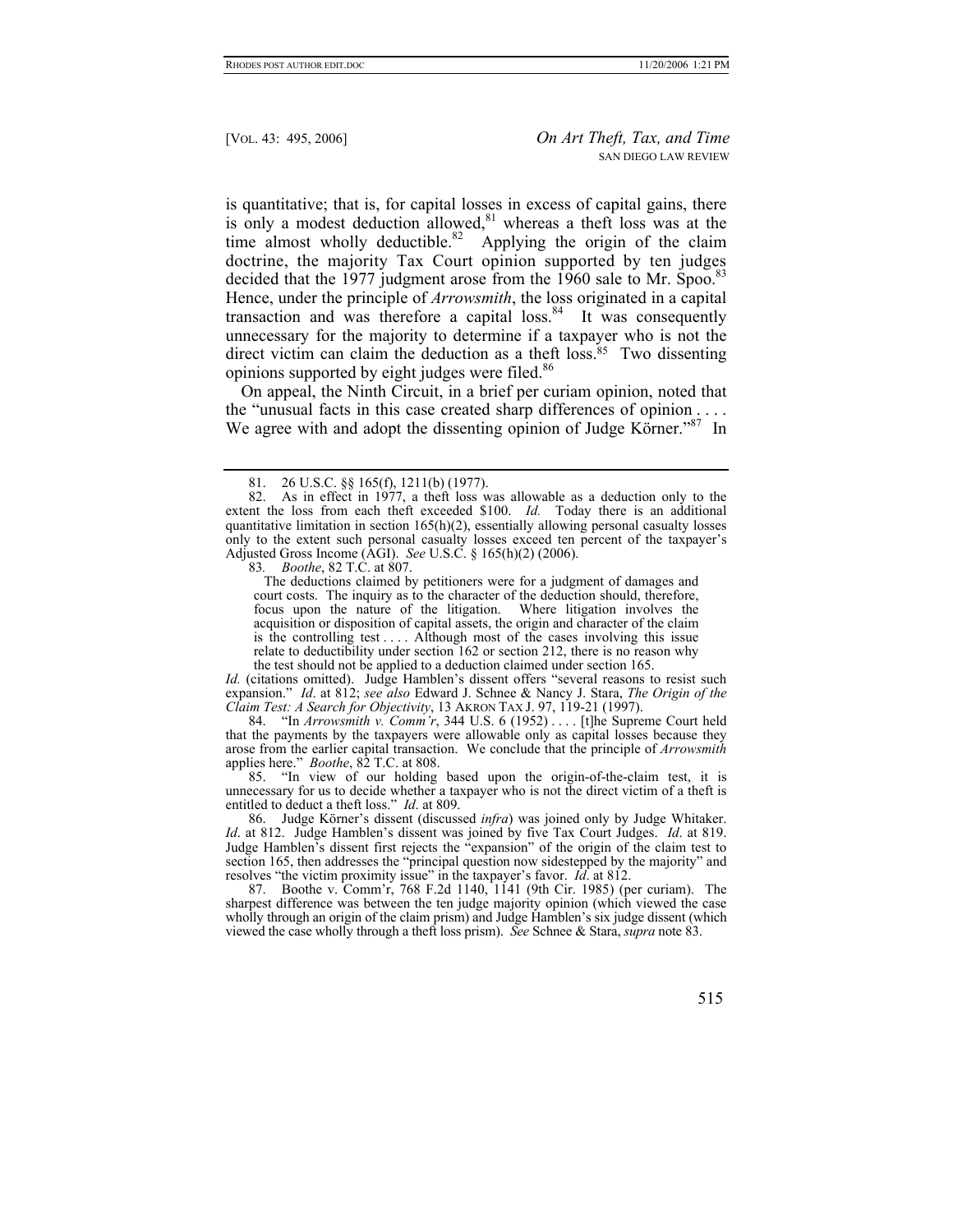is quantitative; that is, for capital losses in excess of capital gains, there is only a modest deduction allowed,[81] whereas a theft loss was at the time almost wholly deductible.[82] Applying the origin of the claim doctrine, the majority Tax Court opinion supported by ten judges decided that the 1977 judgment arose from the 1960 sale to Mr. Spoo.[83] Hence, under the principle of *Arrowsmith*, the loss originated in a capital transaction and was therefore a capital loss.[84] It was consequently unnecessary for the majority to determine if a taxpayer who is not the direct victim can claim the deduction as a theft loss.[85] Two dissenting opinions supported by eight judges were filed.[86]

On appeal, the Ninth Circuit, in a brief per curiam opinion, noted that the "unusual facts in this case created sharp differences of opinion . . . . We agree with and adopt the dissenting opinion of Judge Körner."[87] In

---

81. 26 U.S.C. §§ 165(f), 1211(b) (1977).

82. As in effect in 1977, a theft loss was allowable as a deduction only to the extent the loss from each theft exceeded $100. *Id.* Today there is an additional quantitative limitation in section 165(h)(2), essentially allowing personal casualty losses only to the extent such personal casualty losses exceed ten percent of the taxpayer's Adjusted Gross Income (AGI). *See* U.S.C. § 165(h)(2) (2006).

83. *Boothe*, 82 T.C. at 807.

> The deductions claimed by petitioners were for a judgment of damages and court costs. The inquiry as to the character of the deduction should, therefore, focus upon the nature of the litigation. Where litigation involves the acquisition or disposition of capital assets, the origin and character of the claim is the controlling test . . . . Although most of the cases involving this issue relate to deductibility under section 162 or section 212, there is no reason why the test should not be applied to a deduction claimed under section 165.

*Id.* (citations omitted). Judge Hamblen's dissent offers "several reasons to resist such expansion." *Id*. at 812; *see also* Edward J. Schnee & Nancy J. Stara, *The Origin of the Claim Test: A Search for Objectivity*, 13 AKRON TAX J. 97, 119-21 (1997).

84. "In *Arrowsmith v. Comm'r*, 344 U.S. 6 (1952) . . . . [t]he Supreme Court held that the payments by the taxpayers were allowable only as capital losses because they arose from the earlier capital transaction. We conclude that the principle of *Arrowsmith* applies here." *Boothe*, 82 T.C. at 808.

85. "In view of our holding based upon the origin-of-the-claim test, it is unnecessary for us to decide whether a taxpayer who is not the direct victim of a theft is entitled to deduct a theft loss." *Id*. at 809.

86. Judge Körner's dissent (discussed *infra*) was joined only by Judge Whitaker. *Id*. at 812. Judge Hamblen's dissent was joined by five Tax Court Judges. *Id*. at 819. Judge Hamblen's dissent first rejects the "expansion" of the origin of the claim test to section 165, then addresses the "principal question now sidestepped by the majority" and resolves "the victim proximity issue" in the taxpayer's favor. *Id*. at 812.

87. Boothe v. Comm'r, 768 F.2d 1140, 1141 (9th Cir. 1985) (per curiam). The sharpest difference was between the ten judge majority opinion (which viewed the case wholly through an origin of the claim prism) and Judge Hamblen's six judge dissent (which viewed the case wholly through a theft loss prism). *See* Schnee & Stara, *supra* note 83.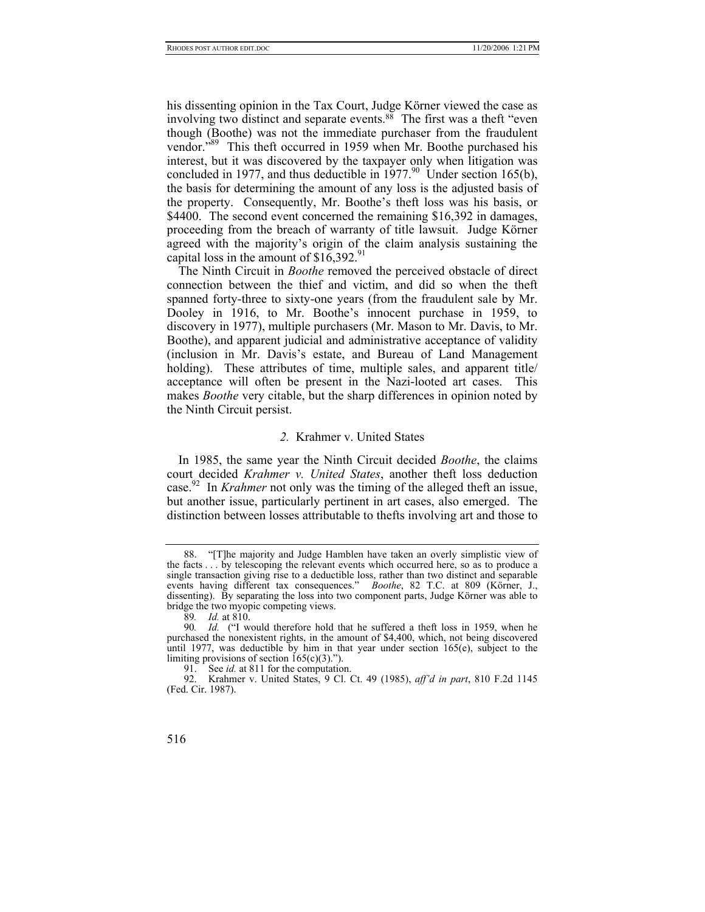his dissenting opinion in the Tax Court, Judge Körner viewed the case as involving two distinct and separate events.[88] The first was a theft "even though (Boothe) was not the immediate purchaser from the fraudulent vendor."[89] This theft occurred in 1959 when Mr. Boothe purchased his interest, but it was discovered by the taxpayer only when litigation was concluded in 1977, and thus deductible in 1977.[90] Under section 165(b), the basis for determining the amount of any loss is the adjusted basis of the property. Consequently, Mr. Boothe's theft loss was his basis, or $4400. The second event concerned the remaining $16,392 in damages, proceeding from the breach of warranty of title lawsuit. Judge Körner agreed with the majority's origin of the claim analysis sustaining the capital loss in the amount of $16,392.[91]

The Ninth Circuit in *Boothe* removed the perceived obstacle of direct connection between the thief and victim, and did so when the theft spanned forty-three to sixty-one years (from the fraudulent sale by Mr. Dooley in 1916, to Mr. Boothe's innocent purchase in 1959, to discovery in 1977), multiple purchasers (Mr. Mason to Mr. Davis, to Mr. Boothe), and apparent judicial and administrative acceptance of validity (inclusion in Mr. Davis's estate, and Bureau of Land Management holding). These attributes of time, multiple sales, and apparent title/acceptance will often be present in the Nazi-looted art cases. This makes *Boothe* very citable, but the sharp differences in opinion noted by the Ninth Circuit persist.

### *2.* Krahmer v. United States

In 1985, the same year the Ninth Circuit decided *Boothe*, the claims court decided *Krahmer v. United States*, another theft loss deduction case.[92] In *Krahmer* not only was the timing of the alleged theft an issue, but another issue, particularly pertinent in art cases, also emerged. The distinction between losses attributable to thefts involving art and those to

---

88. "[T]he majority and Judge Hamblen have taken an overly simplistic view of the facts . . . by telescoping the relevant events which occurred here, so as to produce a single transaction giving rise to a deductible loss, rather than two distinct and separable events having different tax consequences." *Boothe*, 82 T.C. at 809 (Körner, J., dissenting). By separating the loss into two component parts, Judge Körner was able to bridge the two myopic competing views.

89. *Id.* at 810.

90. *Id.* ("I would therefore hold that he suffered a theft loss in 1959, when he purchased the nonexistent rights, in the amount of $4,400, which, not being discovered until 1977, was deductible by him in that year under section 165(e), subject to the limiting provisions of section 165(c)(3).").

91. See *id.* at 811 for the computation.

92. Krahmer v. United States, 9 Cl. Ct. 49 (1985), *aff'd in part*, 810 F.2d 1145 (Fed. Cir. 1987).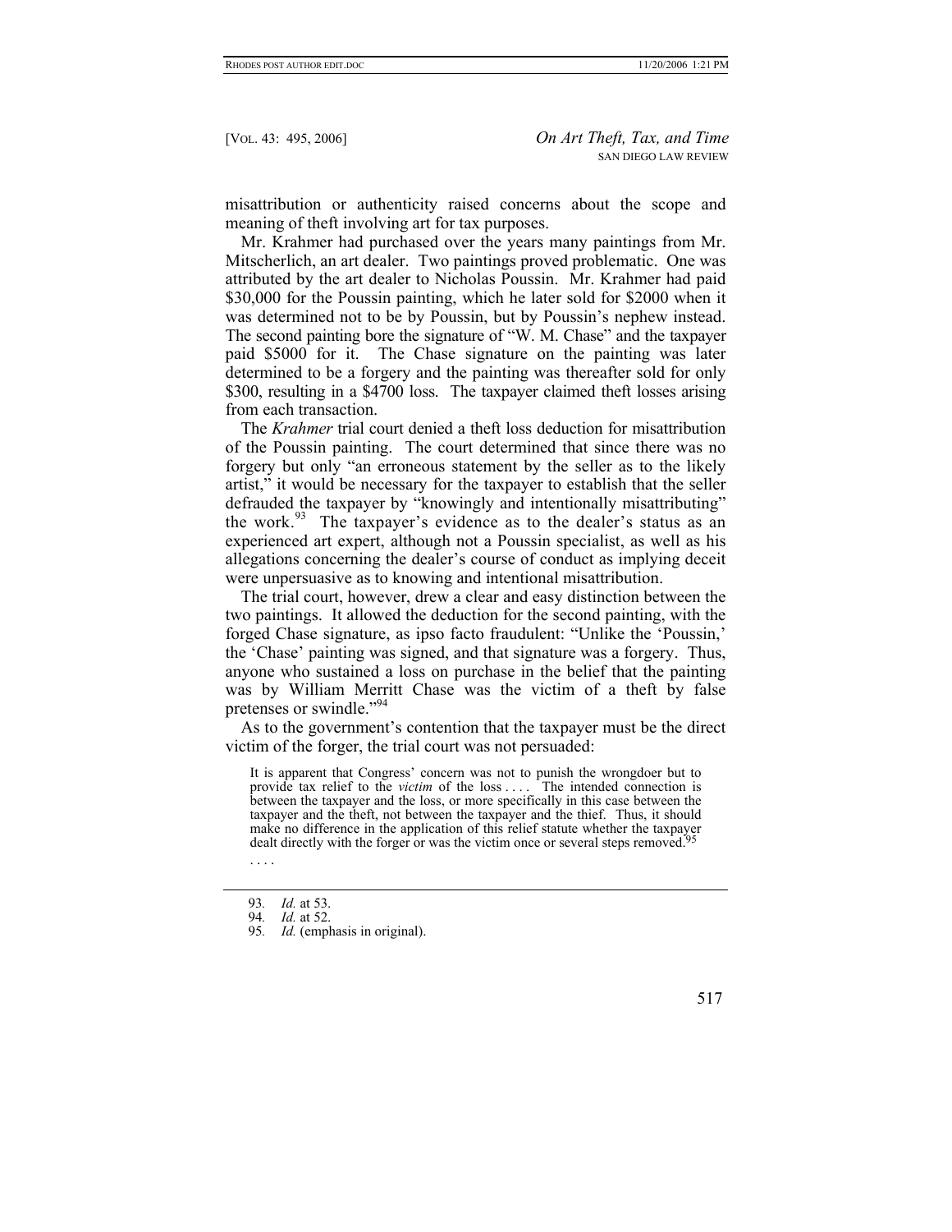misattribution or authenticity raised concerns about the scope and meaning of theft involving art for tax purposes.

Mr. Krahmer had purchased over the years many paintings from Mr. Mitscherlich, an art dealer. Two paintings proved problematic. One was attributed by the art dealer to Nicholas Poussin. Mr. Krahmer had paid $30,000 for the Poussin painting, which he later sold for $2000 when it was determined not to be by Poussin, but by Poussin's nephew instead. The second painting bore the signature of "W. M. Chase" and the taxpayer paid $5000 for it. The Chase signature on the painting was later determined to be a forgery and the painting was thereafter sold for only $300, resulting in a $4700 loss. The taxpayer claimed theft losses arising from each transaction.

The *Krahmer* trial court denied a theft loss deduction for misattribution of the Poussin painting. The court determined that since there was no forgery but only "an erroneous statement by the seller as to the likely artist," it would be necessary for the taxpayer to establish that the seller defrauded the taxpayer by "knowingly and intentionally misattributing" the work.[93] The taxpayer's evidence as to the dealer's status as an experienced art expert, although not a Poussin specialist, as well as his allegations concerning the dealer's course of conduct as implying deceit were unpersuasive as to knowing and intentional misattribution.

The trial court, however, drew a clear and easy distinction between the two paintings. It allowed the deduction for the second painting, with the forged Chase signature, as ipso facto fraudulent: "Unlike the 'Poussin,' the 'Chase' painting was signed, and that signature was a forgery. Thus, anyone who sustained a loss on purchase in the belief that the painting was by William Merritt Chase was the victim of a theft by false pretenses or swindle."[94]

As to the government's contention that the taxpayer must be the direct victim of the forger, the trial court was not persuaded:

> It is apparent that Congress' concern was not to punish the wrongdoer but to provide tax relief to the *victim* of the loss . . . . The intended connection is between the taxpayer and the loss, or more specifically in this case between the taxpayer and the theft, not between the taxpayer and the thief. Thus, it should make no difference in the application of this relief statute whether the taxpayer dealt directly with the forger or was the victim once or several steps removed.[95]
>
> . . . .

93. *Id.* at 53.

94. *Id.* at 52.

95. *Id.* (emphasis in original).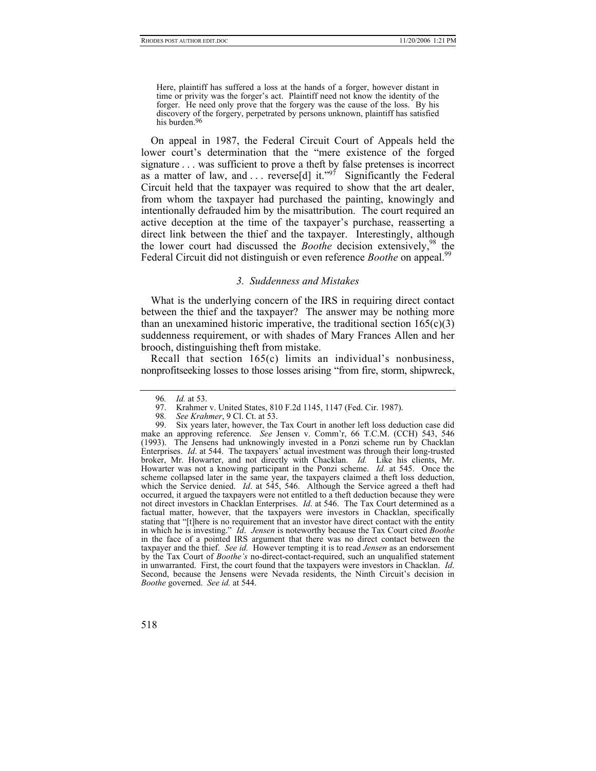> Here, plaintiff has suffered a loss at the hands of a forger, however distant in time or privity was the forger's act. Plaintiff need not know the identity of the forger. He need only prove that the forgery was the cause of the loss. By his discovery of the forgery, perpetrated by persons unknown, plaintiff has satisfied his burden.[96]

On appeal in 1987, the Federal Circuit Court of Appeals held the lower court's determination that the "mere existence of the forged signature . . . was sufficient to prove a theft by false pretenses is incorrect as a matter of law, and . . . reverse[d] it."[97] Significantly the Federal Circuit held that the taxpayer was required to show that the art dealer, from whom the taxpayer had purchased the painting, knowingly and intentionally defrauded him by the misattribution. The court required an active deception at the time of the taxpayer's purchase, reasserting a direct link between the thief and the taxpayer. Interestingly, although the lower court had discussed the *Boothe* decision extensively,[98] the Federal Circuit did not distinguish or even reference *Boothe* on appeal.[99]

### *3. Suddenness and Mistakes*

What is the underlying concern of the IRS in requiring direct contact between the thief and the taxpayer? The answer may be nothing more than an unexamined historic imperative, the traditional section 165(c)(3) suddenness requirement, or with shades of Mary Frances Allen and her brooch, distinguishing theft from mistake.

Recall that section 165(c) limits an individual's nonbusiness, nonprofitseeking losses to those losses arising "from fire, storm, shipwreck,

---

96. *Id.* at 53.

97. Krahmer v. United States, 810 F.2d 1145, 1147 (Fed. Cir. 1987).

98. *See Krahmer*, 9 Cl. Ct. at 53.

99. Six years later, however, the Tax Court in another left loss deduction case did make an approving reference. *See* Jensen v. Comm'r, 66 T.C.M. (CCH) 543, 546 (1993). The Jensens had unknowingly invested in a Ponzi scheme run by Chacklan Enterprises. *Id*. at 544. The taxpayers' actual investment was through their long-trusted broker, Mr. Howarter, and not directly with Chacklan. *Id.* Like his clients, Mr. Howarter was not a knowing participant in the Ponzi scheme. *Id.* at 545. Once the scheme collapsed later in the same year, the taxpayers claimed a theft loss deduction, which the Service denied. *Id*. at 545, 546. Although the Service agreed a theft had occurred, it argued the taxpayers were not entitled to a theft deduction because they were not direct investors in Chacklan Enterprises. *Id*. at 546. The Tax Court determined as a factual matter, however, that the taxpayers were investors in Chacklan, specifically stating that "[t]here is no requirement that an investor have direct contact with the entity in which he is investing." *Id*. *Jensen* is noteworthy because the Tax Court cited *Boothe* in the face of a pointed IRS argument that there was no direct contact between the taxpayer and the thief. *See id.* However tempting it is to read *Jensen* as an endorsement by the Tax Court of *Boothe's* no-direct-contact-required, such an unqualified statement in unwarranted. First, the court found that the taxpayers were investors in Chacklan. *Id*. Second, because the Jensens were Nevada residents, the Ninth Circuit's decision in *Boothe* governed. *See id.* at 544.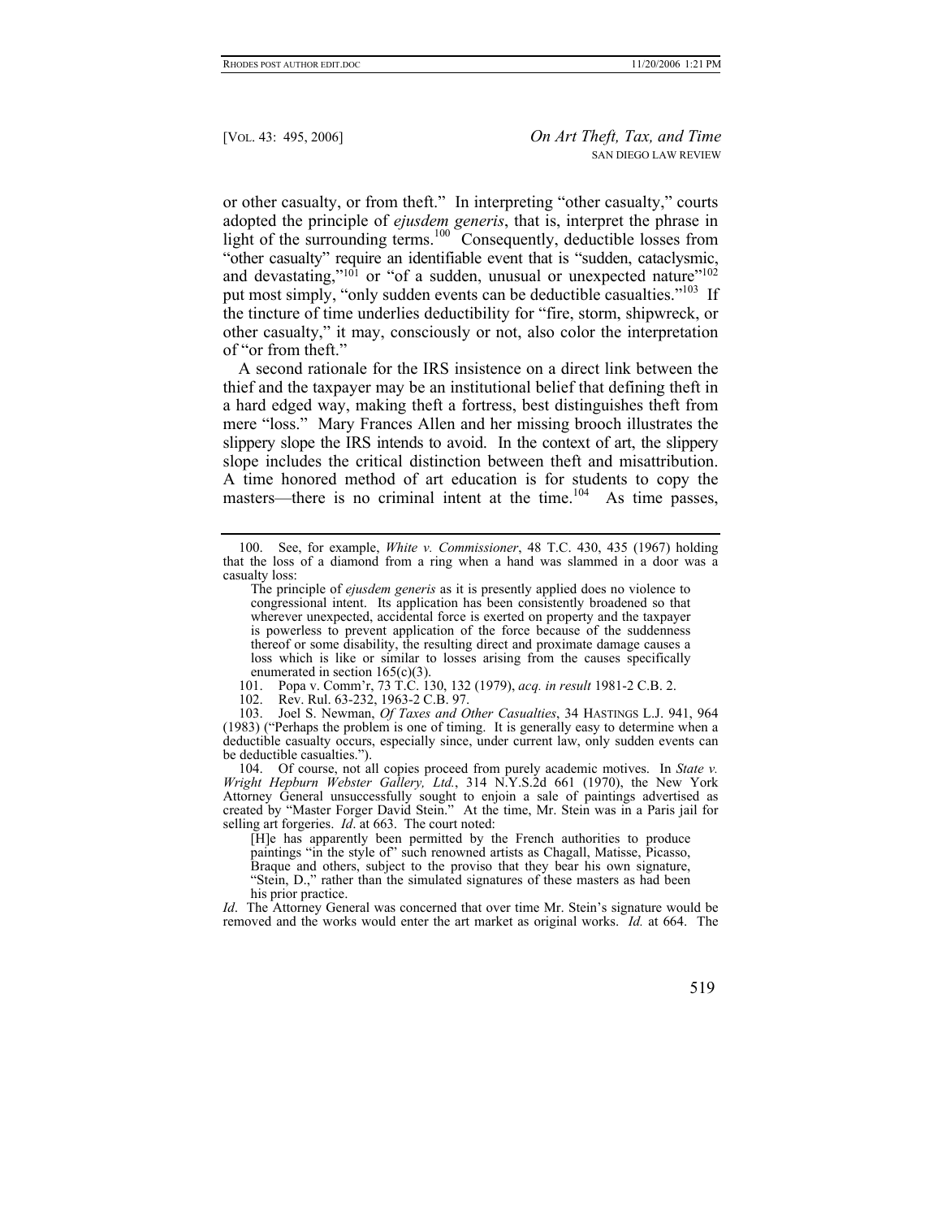or other casualty, or from theft." In interpreting "other casualty," courts adopted the principle of *ejusdem generis*, that is, interpret the phrase in light of the surrounding terms.[100] Consequently, deductible losses from "other casualty" require an identifiable event that is "sudden, cataclysmic, and devastating,"[101] or "of a sudden, unusual or unexpected nature"[102] put most simply, "only sudden events can be deductible casualties."[103] If the tincture of time underlies deductibility for "fire, storm, shipwreck, or other casualty," it may, consciously or not, also color the interpretation of "or from theft."

A second rationale for the IRS insistence on a direct link between the thief and the taxpayer may be an institutional belief that defining theft in a hard edged way, making theft a fortress, best distinguishes theft from mere "loss." Mary Frances Allen and her missing brooch illustrates the slippery slope the IRS intends to avoid. In the context of art, the slippery slope includes the critical distinction between theft and misattribution. A time honored method of art education is for students to copy the masters—there is no criminal intent at the time.[104] As time passes,

---

100. See, for example, *White v. Commissioner*, 48 T.C. 430, 435 (1967) holding that the loss of a diamond from a ring when a hand was slammed in a door was a casualty loss:

> The principle of *ejusdem generis* as it is presently applied does no violence to congressional intent. Its application has been consistently broadened so that wherever unexpected, accidental force is exerted on property and the taxpayer is powerless to prevent application of the force because of the suddenness thereof or some disability, the resulting direct and proximate damage causes a loss which is like or similar to losses arising from the causes specifically enumerated in section 165(c)(3).

101. Popa v. Comm'r, 73 T.C. 130, 132 (1979), *acq. in result* 1981-2 C.B. 2.

102. Rev. Rul. 63-232, 1963-2 C.B. 97.

103. Joel S. Newman, *Of Taxes and Other Casualties*, 34 HASTINGS L.J. 941, 964 (1983) ("Perhaps the problem is one of timing. It is generally easy to determine when a deductible casualty occurs, especially since, under current law, only sudden events can be deductible casualties.").

104. Of course, not all copies proceed from purely academic motives. In *State v. Wright Hepburn Webster Gallery, Ltd.*, 314 N.Y.S.2d 661 (1970), the New York Attorney General unsuccessfully sought to enjoin a sale of paintings advertised as created by "Master Forger David Stein." At the time, Mr. Stein was in a Paris jail for selling art forgeries. *Id*. at 663. The court noted:

> [H]e has apparently been permitted by the French authorities to produce paintings "in the style of" such renowned artists as Chagall, Matisse, Picasso, Braque and others, subject to the proviso that they bear his own signature, "Stein, D.," rather than the simulated signatures of these masters as had been his prior practice.

*Id*. The Attorney General was concerned that over time Mr. Stein's signature would be removed and the works would enter the art market as original works. *Id.* at 664. The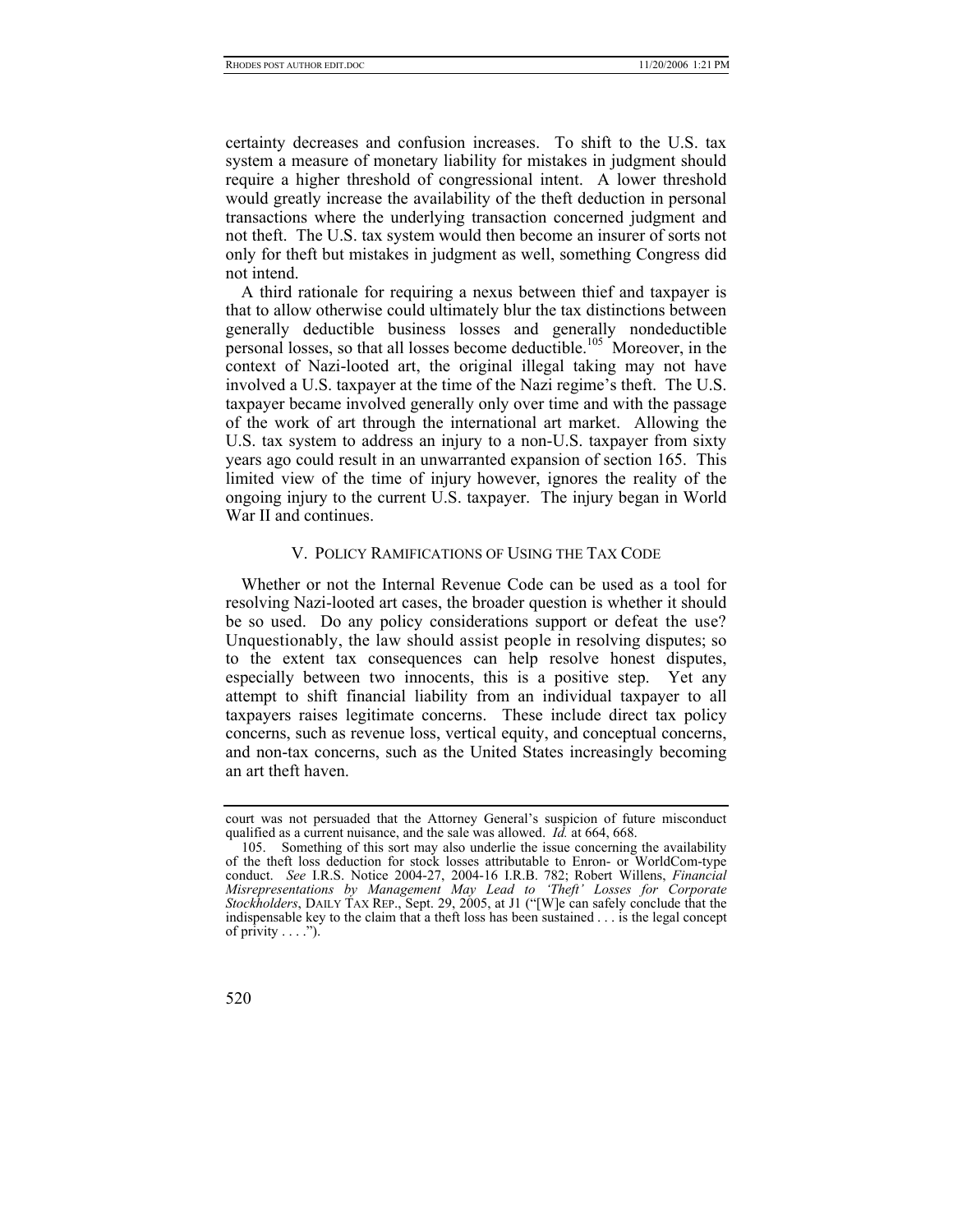certainty decreases and confusion increases. To shift to the U.S. tax system a measure of monetary liability for mistakes in judgment should require a higher threshold of congressional intent. A lower threshold would greatly increase the availability of the theft deduction in personal transactions where the underlying transaction concerned judgment and not theft. The U.S. tax system would then become an insurer of sorts not only for theft but mistakes in judgment as well, something Congress did not intend.

A third rationale for requiring a nexus between thief and taxpayer is that to allow otherwise could ultimately blur the tax distinctions between generally deductible business losses and generally nondeductible personal losses, so that all losses become deductible.[105] Moreover, in the context of Nazi-looted art, the original illegal taking may not have involved a U.S. taxpayer at the time of the Nazi regime's theft. The U.S. taxpayer became involved generally only over time and with the passage of the work of art through the international art market. Allowing the U.S. tax system to address an injury to a non-U.S. taxpayer from sixty years ago could result in an unwarranted expansion of section 165. This limited view of the time of injury however, ignores the reality of the ongoing injury to the current U.S. taxpayer. The injury began in World War II and continues.

## V. POLICY RAMIFICATIONS OF USING THE TAX CODE

Whether or not the Internal Revenue Code can be used as a tool for resolving Nazi-looted art cases, the broader question is whether it should be so used. Do any policy considerations support or defeat the use? Unquestionably, the law should assist people in resolving disputes; so to the extent tax consequences can help resolve honest disputes, especially between two innocents, this is a positive step. Yet any attempt to shift financial liability from an individual taxpayer to all taxpayers raises legitimate concerns. These include direct tax policy concerns, such as revenue loss, vertical equity, and conceptual concerns, and non-tax concerns, such as the United States increasingly becoming an art theft haven.

---

court was not persuaded that the Attorney General's suspicion of future misconduct qualified as a current nuisance, and the sale was allowed. *Id.* at 664, 668.

105. Something of this sort may also underlie the issue concerning the availability of the theft loss deduction for stock losses attributable to Enron- or WorldCom-type conduct. *See* I.R.S. Notice 2004-27, 2004-16 I.R.B. 782; Robert Willens, *Financial Misrepresentations by Management May Lead to 'Theft' Losses for Corporate Stockholders*, DAILY TAX REP., Sept. 29, 2005, at J1 ("[W]e can safely conclude that the indispensable key to the claim that a theft loss has been sustained . . . is the legal concept of privity . . . .").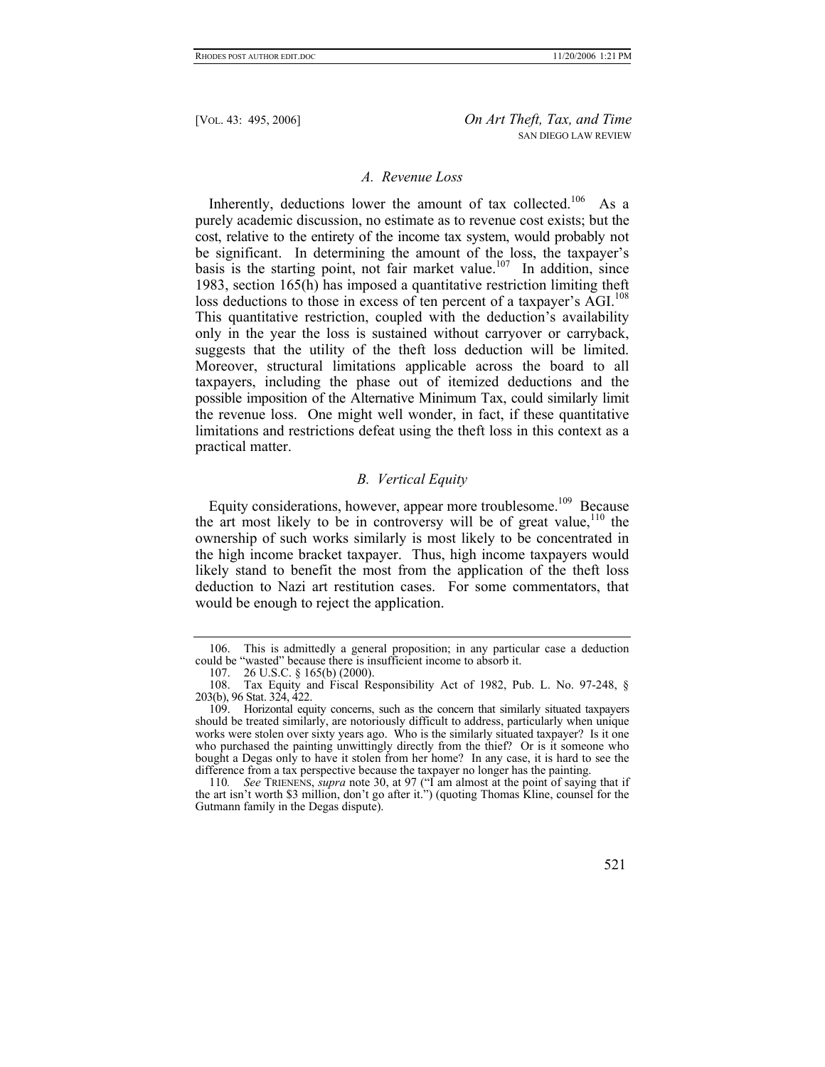### *A. Revenue Loss*

Inherently, deductions lower the amount of tax collected.[106] As a purely academic discussion, no estimate as to revenue cost exists; but the cost, relative to the entirety of the income tax system, would probably not be significant. In determining the amount of the loss, the taxpayer's basis is the starting point, not fair market value.[107] In addition, since 1983, section 165(h) has imposed a quantitative restriction limiting theft loss deductions to those in excess of ten percent of a taxpayer's AGI.[108] This quantitative restriction, coupled with the deduction's availability only in the year the loss is sustained without carryover or carryback, suggests that the utility of the theft loss deduction will be limited. Moreover, structural limitations applicable across the board to all taxpayers, including the phase out of itemized deductions and the possible imposition of the Alternative Minimum Tax, could similarly limit the revenue loss. One might well wonder, in fact, if these quantitative limitations and restrictions defeat using the theft loss in this context as a practical matter.

### *B. Vertical Equity*

Equity considerations, however, appear more troublesome.[109] Because the art most likely to be in controversy will be of great value,[110] the ownership of such works similarly is most likely to be concentrated in the high income bracket taxpayer. Thus, high income taxpayers would likely stand to benefit the most from the application of the theft loss deduction to Nazi art restitution cases. For some commentators, that would be enough to reject the application.

---

106. This is admittedly a general proposition; in any particular case a deduction could be "wasted" because there is insufficient income to absorb it.

107. 26 U.S.C. § 165(b) (2000).

108. Tax Equity and Fiscal Responsibility Act of 1982, Pub. L. No. 97-248, § 203(b), 96 Stat. 324, 422.

109. Horizontal equity concerns, such as the concern that similarly situated taxpayers should be treated similarly, are notoriously difficult to address, particularly when unique works were stolen over sixty years ago. Who is the similarly situated taxpayer? Is it one who purchased the painting unwittingly directly from the thief? Or is it someone who bought a Degas only to have it stolen from her home? In any case, it is hard to see the difference from a tax perspective because the taxpayer no longer has the painting.

110. *See* TRIENENS, *supra* note 30, at 97 ("I am almost at the point of saying that if the art isn't worth $3 million, don't go after it.") (quoting Thomas Kline, counsel for the Gutmann family in the Degas dispute).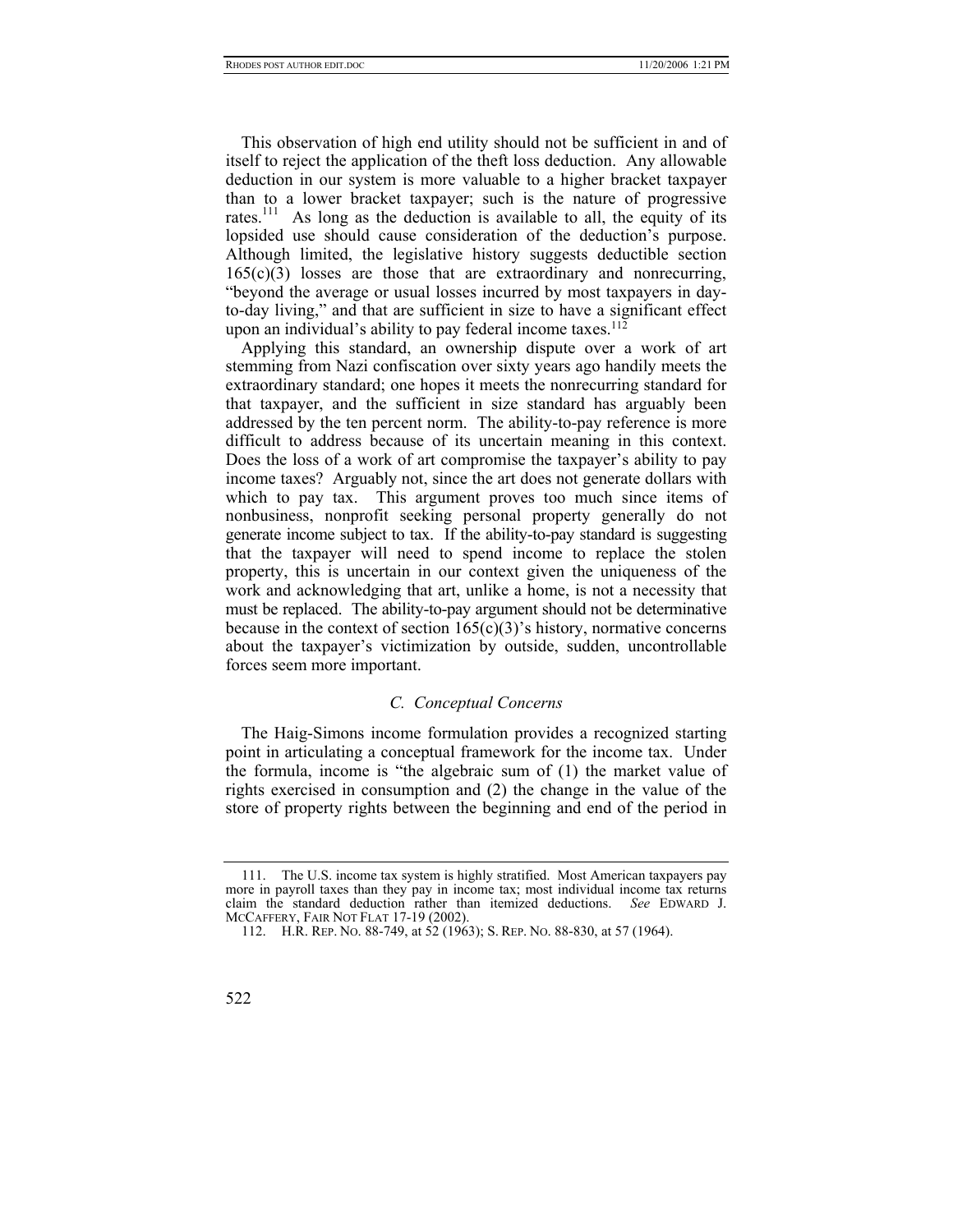This observation of high end utility should not be sufficient in and of itself to reject the application of the theft loss deduction. Any allowable deduction in our system is more valuable to a higher bracket taxpayer than to a lower bracket taxpayer; such is the nature of progressive rates.[111] As long as the deduction is available to all, the equity of its lopsided use should cause consideration of the deduction's purpose. Although limited, the legislative history suggests deductible section 165(c)(3) losses are those that are extraordinary and nonrecurring, "beyond the average or usual losses incurred by most taxpayers in day-to-day living," and that are sufficient in size to have a significant effect upon an individual's ability to pay federal income taxes.[112]

Applying this standard, an ownership dispute over a work of art stemming from Nazi confiscation over sixty years ago handily meets the extraordinary standard; one hopes it meets the nonrecurring standard for that taxpayer, and the sufficient in size standard has arguably been addressed by the ten percent norm. The ability-to-pay reference is more difficult to address because of its uncertain meaning in this context. Does the loss of a work of art compromise the taxpayer's ability to pay income taxes? Arguably not, since the art does not generate dollars with which to pay tax. This argument proves too much since items of nonbusiness, nonprofit seeking personal property generally do not generate income subject to tax. If the ability-to-pay standard is suggesting that the taxpayer will need to spend income to replace the stolen property, this is uncertain in our context given the uniqueness of the work and acknowledging that art, unlike a home, is not a necessity that must be replaced. The ability-to-pay argument should not be determinative because in the context of section 165(c)(3)'s history, normative concerns about the taxpayer's victimization by outside, sudden, uncontrollable forces seem more important.

### *C. Conceptual Concerns*

The Haig-Simons income formulation provides a recognized starting point in articulating a conceptual framework for the income tax. Under the formula, income is "the algebraic sum of (1) the market value of rights exercised in consumption and (2) the change in the value of the store of property rights between the beginning and end of the period in

---

111. The U.S. income tax system is highly stratified. Most American taxpayers pay more in payroll taxes than they pay in income tax; most individual income tax returns claim the standard deduction rather than itemized deductions. *See* EDWARD J. MCCAFFERY, FAIR NOT FLAT 17-19 (2002).

112. H.R. REP. NO. 88-749, at 52 (1963); S. REP. NO. 88-830, at 57 (1964).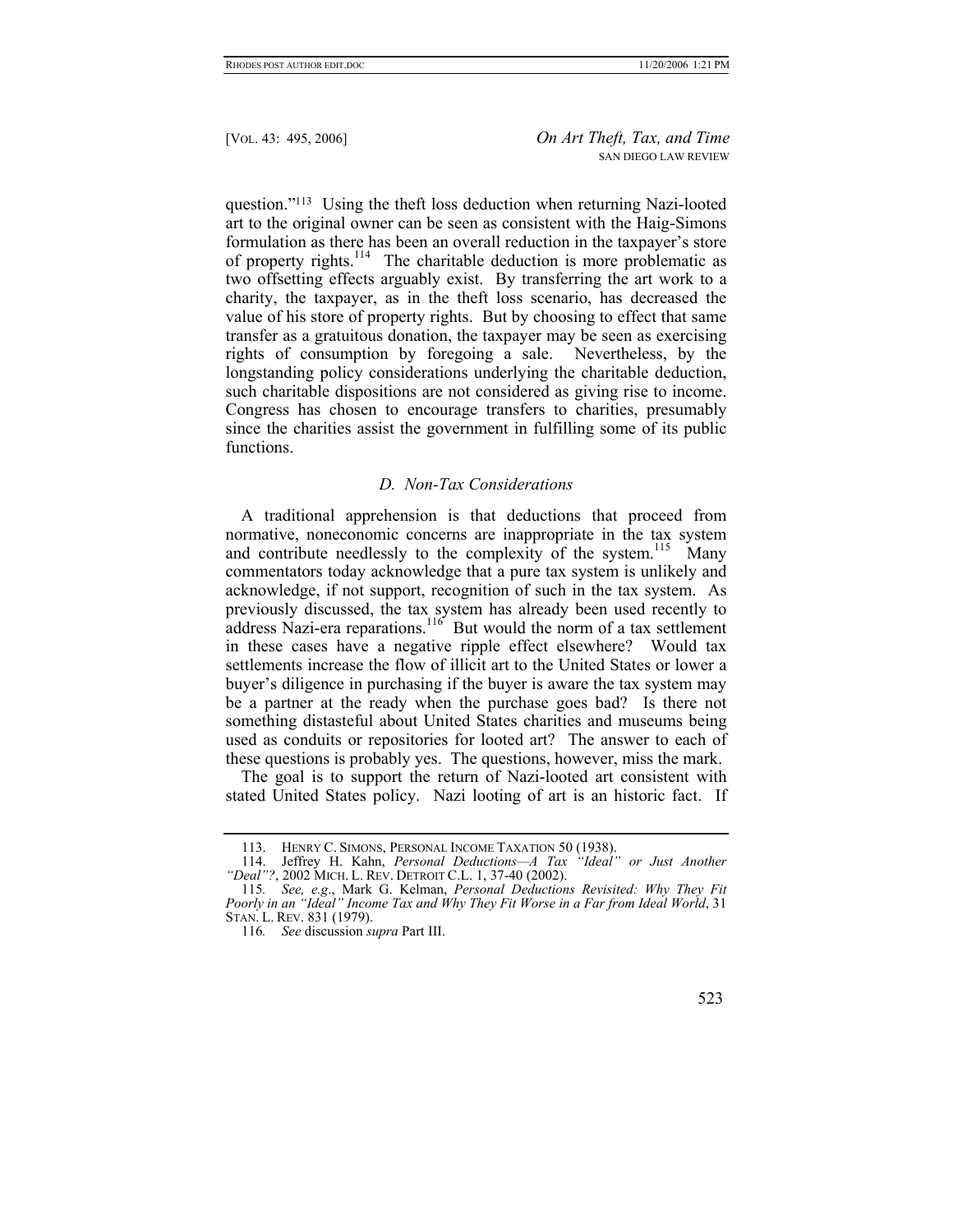question."[113] Using the theft loss deduction when returning Nazi-looted art to the original owner can be seen as consistent with the Haig-Simons formulation as there has been an overall reduction in the taxpayer's store of property rights.[114] The charitable deduction is more problematic as two offsetting effects arguably exist. By transferring the art work to a charity, the taxpayer, as in the theft loss scenario, has decreased the value of his store of property rights. But by choosing to effect that same transfer as a gratuitous donation, the taxpayer may be seen as exercising rights of consumption by foregoing a sale. Nevertheless, by the longstanding policy considerations underlying the charitable deduction, such charitable dispositions are not considered as giving rise to income. Congress has chosen to encourage transfers to charities, presumably since the charities assist the government in fulfilling some of its public functions.

### *D. Non-Tax Considerations*

A traditional apprehension is that deductions that proceed from normative, noneconomic concerns are inappropriate in the tax system and contribute needlessly to the complexity of the system.[115] Many commentators today acknowledge that a pure tax system is unlikely and acknowledge, if not support, recognition of such in the tax system. As previously discussed, the tax system has already been used recently to address Nazi-era reparations.[116] But would the norm of a tax settlement in these cases have a negative ripple effect elsewhere? Would tax settlements increase the flow of illicit art to the United States or lower a buyer's diligence in purchasing if the buyer is aware the tax system may be a partner at the ready when the purchase goes bad? Is there not something distasteful about United States charities and museums being used as conduits or repositories for looted art? The answer to each of these questions is probably yes. The questions, however, miss the mark.

The goal is to support the return of Nazi-looted art consistent with stated United States policy. Nazi looting of art is an historic fact. If

---

113. HENRY C. SIMONS, PERSONAL INCOME TAXATION 50 (1938).

114. Jeffrey H. Kahn, *Personal Deductions—A Tax "Ideal" or Just Another "Deal"?*, 2002 MICH. L. REV. DETROIT C.L. 1, 37-40 (2002).

115. *See, e.g.*, Mark G. Kelman, *Personal Deductions Revisited: Why They Fit Poorly in an "Ideal" Income Tax and Why They Fit Worse in a Far from Ideal World*, 31 STAN. L. REV. 831 (1979).

116. *See* discussion *supra* Part III.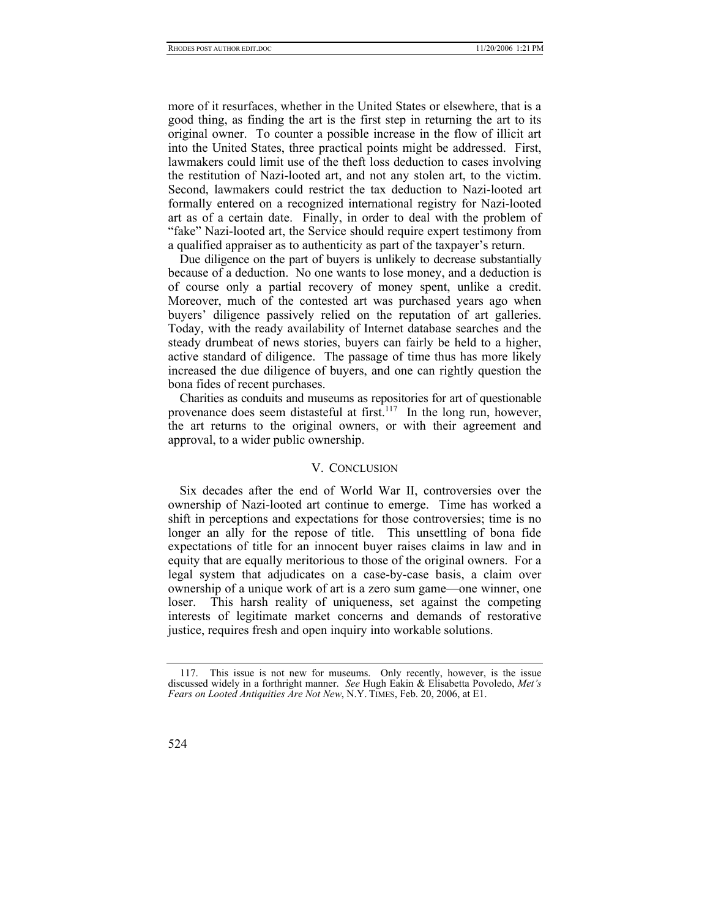more of it resurfaces, whether in the United States or elsewhere, that is a good thing, as finding the art is the first step in returning the art to its original owner. To counter a possible increase in the flow of illicit art into the United States, three practical points might be addressed. First, lawmakers could limit use of the theft loss deduction to cases involving the restitution of Nazi-looted art, and not any stolen art, to the victim. Second, lawmakers could restrict the tax deduction to Nazi-looted art formally entered on a recognized international registry for Nazi-looted art as of a certain date. Finally, in order to deal with the problem of "fake" Nazi-looted art, the Service should require expert testimony from a qualified appraiser as to authenticity as part of the taxpayer's return.

Due diligence on the part of buyers is unlikely to decrease substantially because of a deduction. No one wants to lose money, and a deduction is of course only a partial recovery of money spent, unlike a credit. Moreover, much of the contested art was purchased years ago when buyers' diligence passively relied on the reputation of art galleries. Today, with the ready availability of Internet database searches and the steady drumbeat of news stories, buyers can fairly be held to a higher, active standard of diligence. The passage of time thus has more likely increased the due diligence of buyers, and one can rightly question the bona fides of recent purchases.

Charities as conduits and museums as repositories for art of questionable provenance does seem distasteful at first.[117] In the long run, however, the art returns to the original owners, or with their agreement and approval, to a wider public ownership.

## V. Conclusion

Six decades after the end of World War II, controversies over the ownership of Nazi-looted art continue to emerge. Time has worked a shift in perceptions and expectations for those controversies; time is no longer an ally for the repose of title. This unsettling of bona fide expectations of title for an innocent buyer raises claims in law and in equity that are equally meritorious to those of the original owners. For a legal system that adjudicates on a case-by-case basis, a claim over ownership of a unique work of art is a zero sum game—one winner, one loser. This harsh reality of uniqueness, set against the competing interests of legitimate market concerns and demands of restorative justice, requires fresh and open inquiry into workable solutions.

---

117. This issue is not new for museums. Only recently, however, is the issue discussed widely in a forthright manner. *See* Hugh Eakin & Elisabetta Povoledo, *Met's Fears on Looted Antiquities Are Not New*, N.Y. TIMES, Feb. 20, 2006, at E1.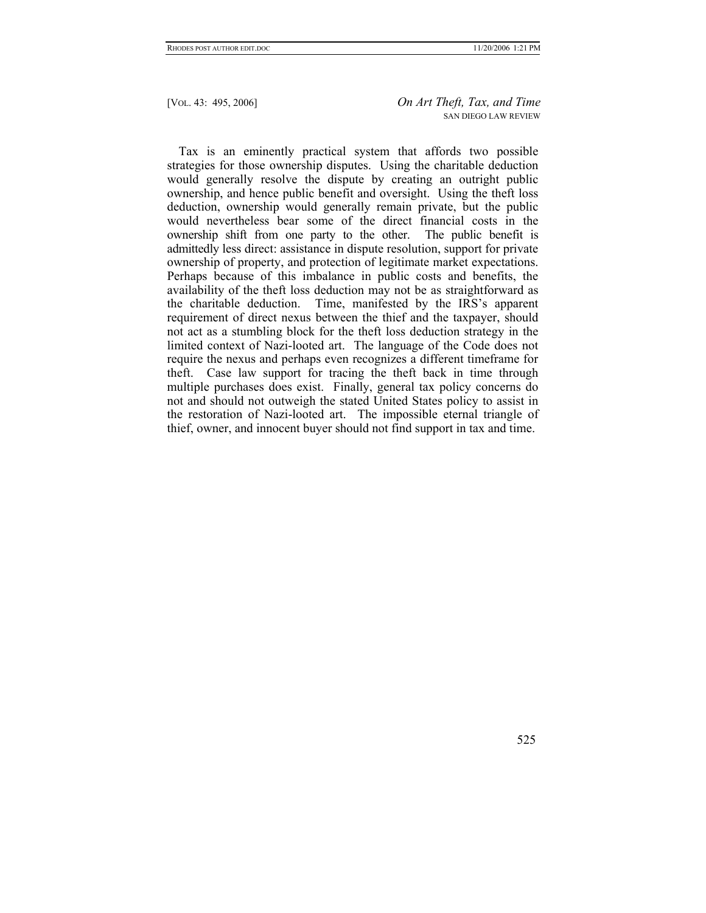Tax is an eminently practical system that affords two possible strategies for those ownership disputes. Using the charitable deduction would generally resolve the dispute by creating an outright public ownership, and hence public benefit and oversight. Using the theft loss deduction, ownership would generally remain private, but the public would nevertheless bear some of the direct financial costs in the ownership shift from one party to the other. The public benefit is admittedly less direct: assistance in dispute resolution, support for private ownership of property, and protection of legitimate market expectations. Perhaps because of this imbalance in public costs and benefits, the availability of the theft loss deduction may not be as straightforward as the charitable deduction. Time, manifested by the IRS's apparent requirement of direct nexus between the thief and the taxpayer, should not act as a stumbling block for the theft loss deduction strategy in the limited context of Nazi-looted art. The language of the Code does not require the nexus and perhaps even recognizes a different timeframe for theft. Case law support for tracing the theft back in time through multiple purchases does exist. Finally, general tax policy concerns do not and should not outweigh the stated United States policy to assist in the restoration of Nazi-looted art. The impossible eternal triangle of thief, owner, and innocent buyer should not find support in tax and time.